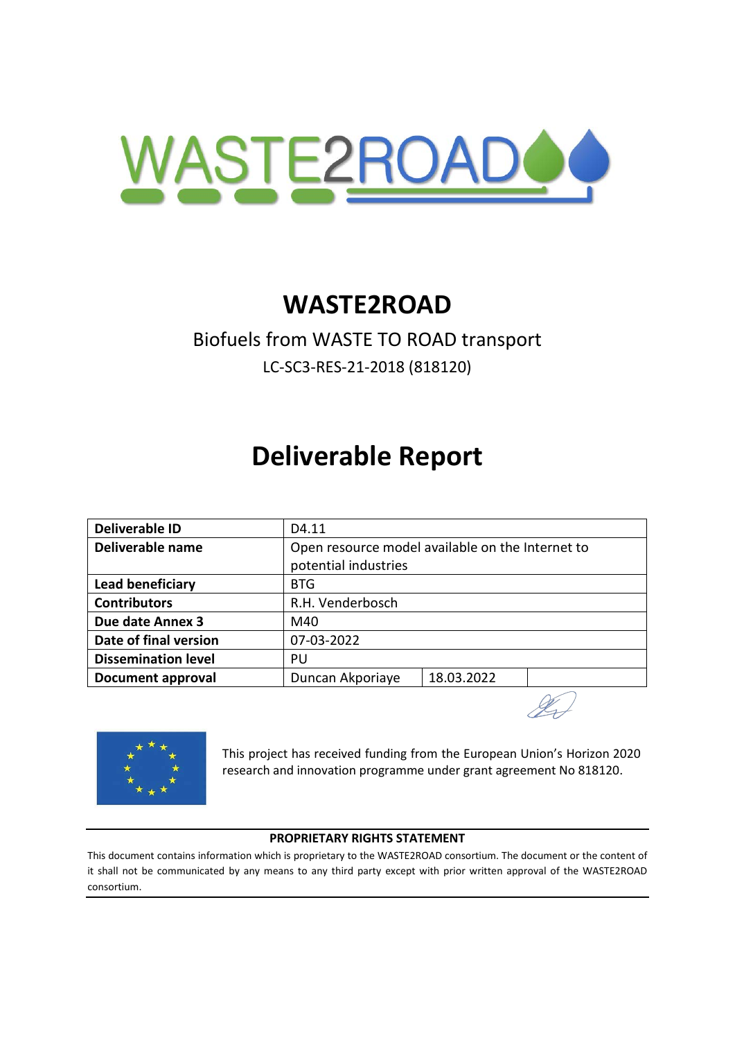# WASTE2ROAD

Biofuels from WASTE TO ROAD transport

LC-SC3-RES-21-2018 (818120)

# Deliverable Report

| Deliverable ID | D4.11 | |
|---|---|---|
| Deliverable name | Open resource model available on the Internet to potential industries | |
| Lead beneficiary | BTG | |
| Contributors | R.H. Venderbosch | |
| Due date Annex 3 | M40 | |
| Date of final version | 07-03-2022 | |
| Dissemination level | PU | |
| Document approval | Duncan Akporiaye | 18.03.2022 |

This project has received funding from the European Union's Horizon 2020 research and innovation programme under grant agreement No 818120.

**PROPRIETARY RIGHTS STATEMENT**

This document contains information which is proprietary to the WASTE2ROAD consortium. The document or the content of it shall not be communicated by any means to any third party except with prior written approval of the WASTE2ROAD consortium.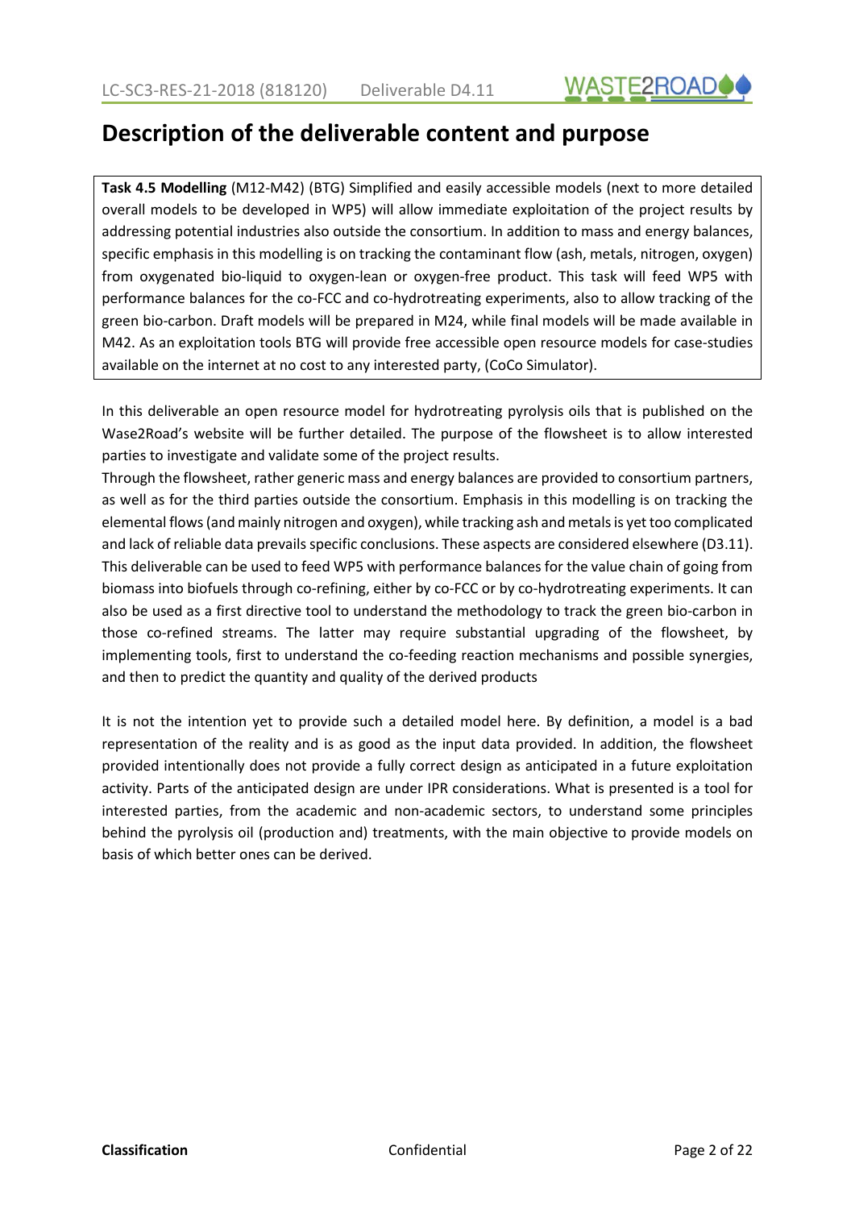# Description of the deliverable content and purpose

**Task 4.5 Modelling** (M12-M42) (BTG) Simplified and easily accessible models (next to more detailed overall models to be developed in WP5) will allow immediate exploitation of the project results by addressing potential industries also outside the consortium. In addition to mass and energy balances, specific emphasis in this modelling is on tracking the contaminant flow (ash, metals, nitrogen, oxygen) from oxygenated bio-liquid to oxygen-lean or oxygen-free product. This task will feed WP5 with performance balances for the co-FCC and co-hydrotreating experiments, also to allow tracking of the green bio-carbon. Draft models will be prepared in M24, while final models will be made available in M42. As an exploitation tools BTG will provide free accessible open resource models for case-studies available on the internet at no cost to any interested party, (CoCo Simulator).

In this deliverable an open resource model for hydrotreating pyrolysis oils that is published on the Wase2Road's website will be further detailed. The purpose of the flowsheet is to allow interested parties to investigate and validate some of the project results.
Through the flowsheet, rather generic mass and energy balances are provided to consortium partners, as well as for the third parties outside the consortium. Emphasis in this modelling is on tracking the elemental flows (and mainly nitrogen and oxygen), while tracking ash and metals is yet too complicated and lack of reliable data prevails specific conclusions. These aspects are considered elsewhere (D3.11). This deliverable can be used to feed WP5 with performance balances for the value chain of going from biomass into biofuels through co-refining, either by co-FCC or by co-hydrotreating experiments. It can also be used as a first directive tool to understand the methodology to track the green bio-carbon in those co-refined streams. The latter may require substantial upgrading of the flowsheet, by implementing tools, first to understand the co-feeding reaction mechanisms and possible synergies, and then to predict the quantity and quality of the derived products

It is not the intention yet to provide such a detailed model here. By definition, a model is a bad representation of the reality and is as good as the input data provided. In addition, the flowsheet provided intentionally does not provide a fully correct design as anticipated in a future exploitation activity. Parts of the anticipated design are under IPR considerations. What is presented is a tool for interested parties, from the academic and non-academic sectors, to understand some principles behind the pyrolysis oil (production and) treatments, with the main objective to provide models on basis of which better ones can be derived.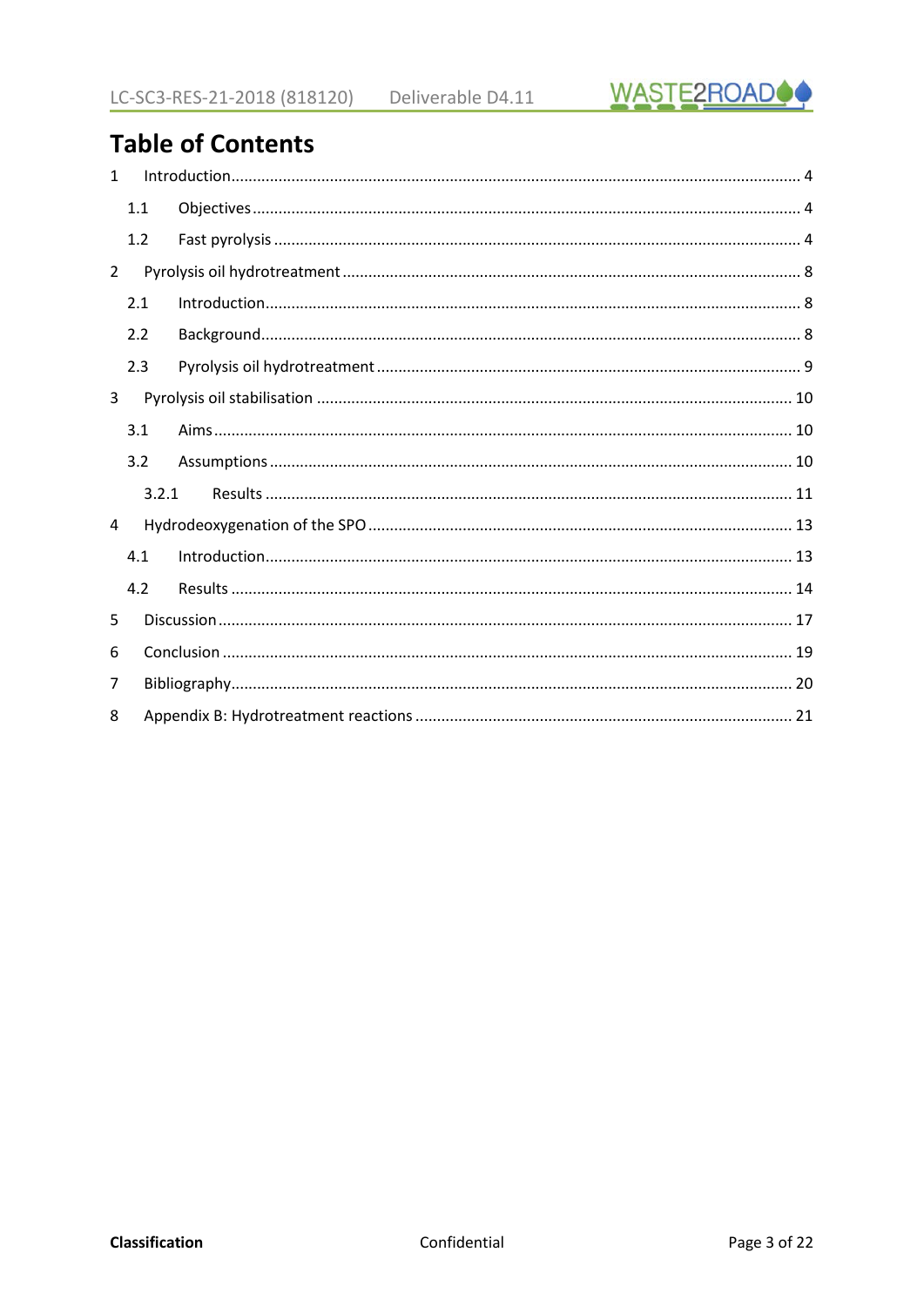# Table of Contents

1 Introduction .................................................. 4
  1.1 Objectives .................................................. 4
  1.2 Fast pyrolysis .................................................. 4
2 Pyrolysis oil hydrotreatment .................................................. 8
  2.1 Introduction .................................................. 8
  2.2 Background .................................................. 8
  2.3 Pyrolysis oil hydrotreatment .................................................. 9
3 Pyrolysis oil stabilisation .................................................. 10
  3.1 Aims .................................................. 10
  3.2 Assumptions .................................................. 10
    3.2.1 Results .................................................. 11
4 Hydrodeoxygenation of the SPO .................................................. 13
  4.1 Introduction .................................................. 13
  4.2 Results .................................................. 14
5 Discussion .................................................. 17
6 Conclusion .................................................. 19
7 Bibliography .................................................. 20
8 Appendix B: Hydrotreatment reactions .................................................. 21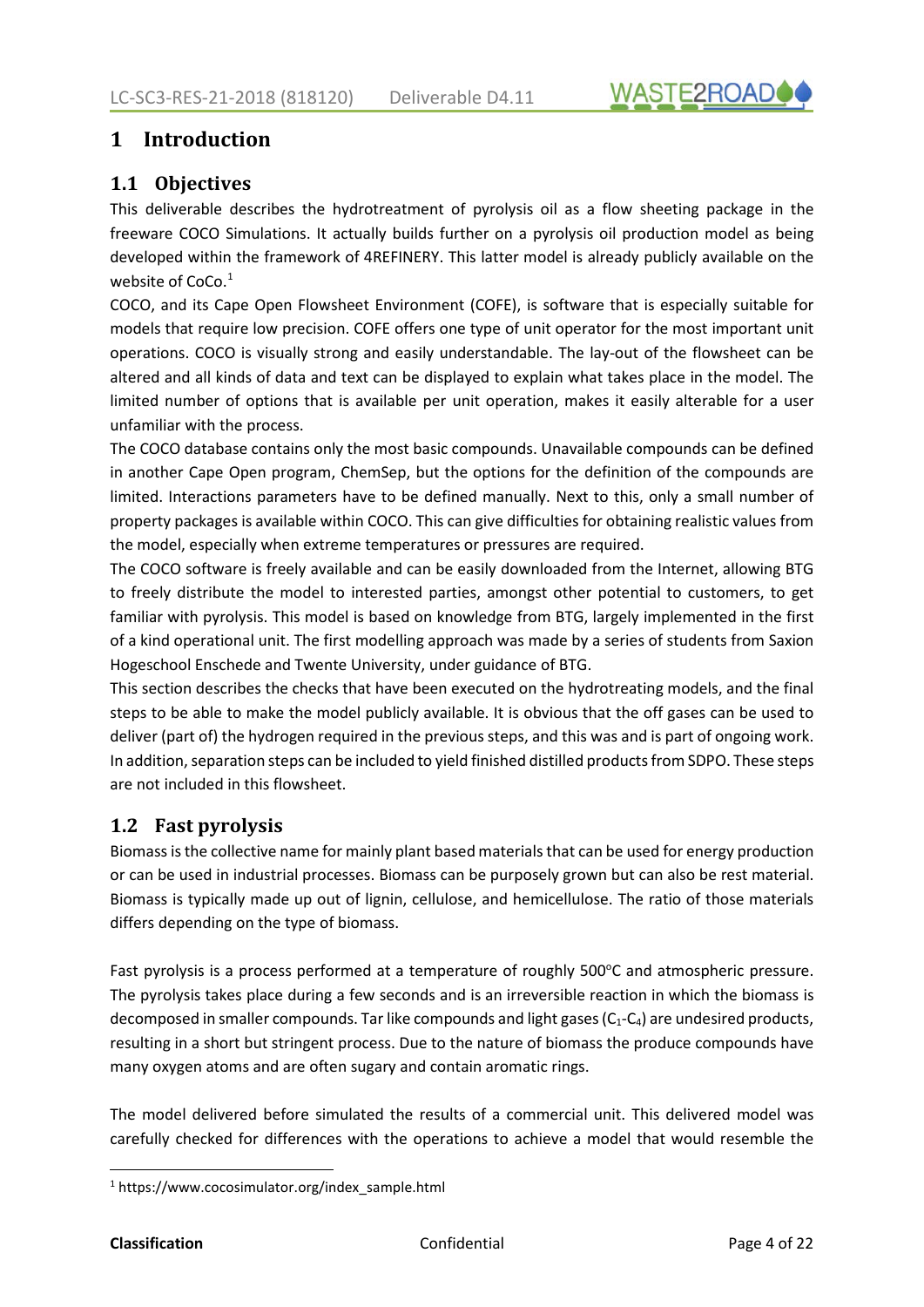# 1 Introduction

## 1.1 Objectives

This deliverable describes the hydrotreatment of pyrolysis oil as a flow sheeting package in the freeware COCO Simulations. It actually builds further on a pyrolysis oil production model as being developed within the framework of 4REFINERY. This latter model is already publicly available on the website of CoCo.[1]

COCO, and its Cape Open Flowsheet Environment (COFE), is software that is especially suitable for models that require low precision. COFE offers one type of unit operator for the most important unit operations. COCO is visually strong and easily understandable. The lay-out of the flowsheet can be altered and all kinds of data and text can be displayed to explain what takes place in the model. The limited number of options that is available per unit operation, makes it easily alterable for a user unfamiliar with the process.

The COCO database contains only the most basic compounds. Unavailable compounds can be defined in another Cape Open program, ChemSep, but the options for the definition of the compounds are limited. Interactions parameters have to be defined manually. Next to this, only a small number of property packages is available within COCO. This can give difficulties for obtaining realistic values from the model, especially when extreme temperatures or pressures are required.

The COCO software is freely available and can be easily downloaded from the Internet, allowing BTG to freely distribute the model to interested parties, amongst other potential to customers, to get familiar with pyrolysis. This model is based on knowledge from BTG, largely implemented in the first of a kind operational unit. The first modelling approach was made by a series of students from Saxion Hogeschool Enschede and Twente University, under guidance of BTG.

This section describes the checks that have been executed on the hydrotreating models, and the final steps to be able to make the model publicly available. It is obvious that the off gases can be used to deliver (part of) the hydrogen required in the previous steps, and this was and is part of ongoing work. In addition, separation steps can be included to yield finished distilled products from SDPO. These steps are not included in this flowsheet.

## 1.2 Fast pyrolysis

Biomass is the collective name for mainly plant based materials that can be used for energy production or can be used in industrial processes. Biomass can be purposely grown but can also be rest material. Biomass is typically made up out of lignin, cellulose, and hemicellulose. The ratio of those materials differs depending on the type of biomass.

Fast pyrolysis is a process performed at a temperature of roughly 500°C and atmospheric pressure. The pyrolysis takes place during a few seconds and is an irreversible reaction in which the biomass is decomposed in smaller compounds. Tar like compounds and light gases ($C_1$-$C_4$) are undesired products, resulting in a short but stringent process. Due to the nature of biomass the produce compounds have many oxygen atoms and are often sugary and contain aromatic rings.

The model delivered before simulated the results of a commercial unit. This delivered model was carefully checked for differences with the operations to achieve a model that would resemble the

[1] https://www.cocosimulator.org/index_sample.html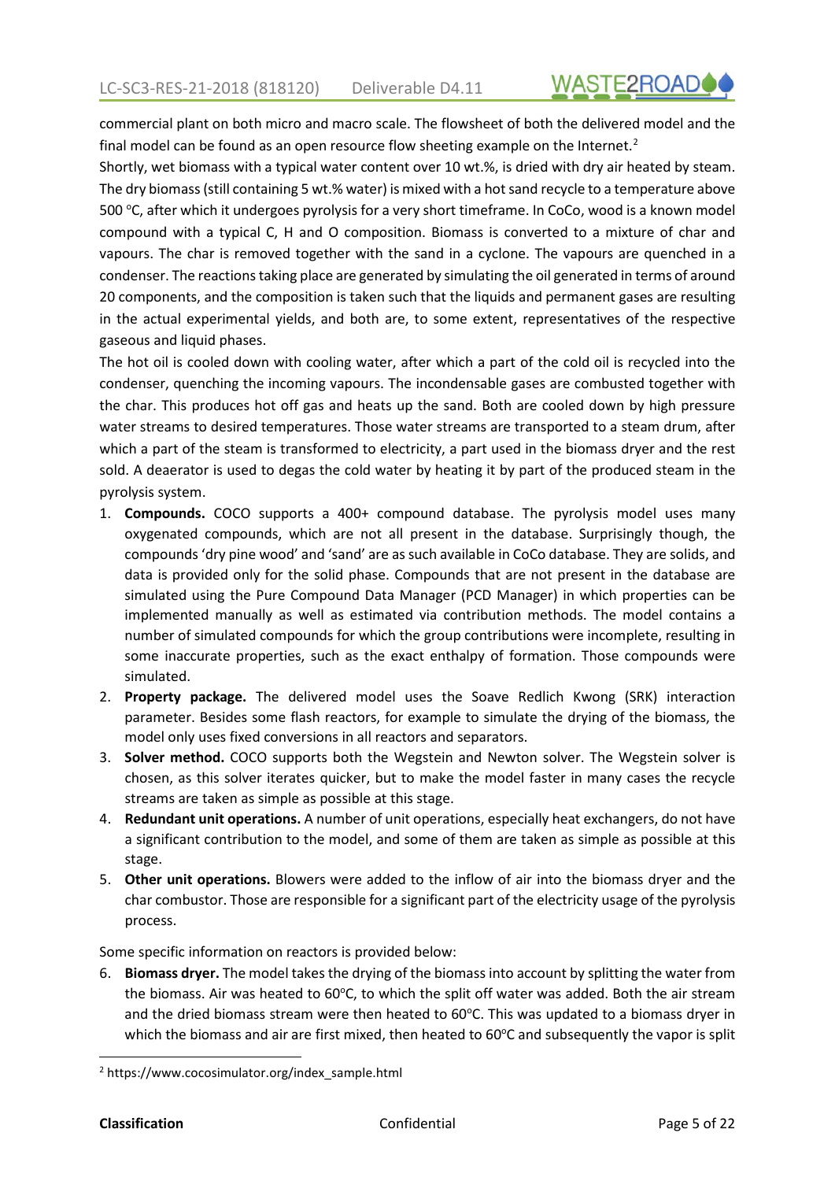commercial plant on both micro and macro scale. The flowsheet of both the delivered model and the final model can be found as an open resource flow sheeting example on the Internet.[2]

Shortly, wet biomass with a typical water content over 10 wt.%, is dried with dry air heated by steam. The dry biomass (still containing 5 wt.% water) is mixed with a hot sand recycle to a temperature above 500 °C, after which it undergoes pyrolysis for a very short timeframe. In CoCo, wood is a known model compound with a typical C, H and O composition. Biomass is converted to a mixture of char and vapours. The char is removed together with the sand in a cyclone. The vapours are quenched in a condenser. The reactions taking place are generated by simulating the oil generated in terms of around 20 components, and the composition is taken such that the liquids and permanent gases are resulting in the actual experimental yields, and both are, to some extent, representatives of the respective gaseous and liquid phases.

The hot oil is cooled down with cooling water, after which a part of the cold oil is recycled into the condenser, quenching the incoming vapours. The incondensable gases are combusted together with the char. This produces hot off gas and heats up the sand. Both are cooled down by high pressure water streams to desired temperatures. Those water streams are transported to a steam drum, after which a part of the steam is transformed to electricity, a part used in the biomass dryer and the rest sold. A deaerator is used to degas the cold water by heating it by part of the produced steam in the pyrolysis system.

1. **Compounds.** COCO supports a 400+ compound database. The pyrolysis model uses many oxygenated compounds, which are not all present in the database. Surprisingly though, the compounds 'dry pine wood' and 'sand' are as such available in CoCo database. They are solids, and data is provided only for the solid phase. Compounds that are not present in the database are simulated using the Pure Compound Data Manager (PCD Manager) in which properties can be implemented manually as well as estimated via contribution methods. The model contains a number of simulated compounds for which the group contributions were incomplete, resulting in some inaccurate properties, such as the exact enthalpy of formation. Those compounds were simulated.
2. **Property package.** The delivered model uses the Soave Redlich Kwong (SRK) interaction parameter. Besides some flash reactors, for example to simulate the drying of the biomass, the model only uses fixed conversions in all reactors and separators.
3. **Solver method.** COCO supports both the Wegstein and Newton solver. The Wegstein solver is chosen, as this solver iterates quicker, but to make the model faster in many cases the recycle streams are taken as simple as possible at this stage.
4. **Redundant unit operations.** A number of unit operations, especially heat exchangers, do not have a significant contribution to the model, and some of them are taken as simple as possible at this stage.
5. **Other unit operations.** Blowers were added to the inflow of air into the biomass dryer and the char combustor. Those are responsible for a significant part of the electricity usage of the pyrolysis process.

Some specific information on reactors is provided below:

6. **Biomass dryer.** The model takes the drying of the biomass into account by splitting the water from the biomass. Air was heated to 60°C, to which the split off water was added. Both the air stream and the dried biomass stream were then heated to 60°C. This was updated to a biomass dryer in which the biomass and air are first mixed, then heated to 60°C and subsequently the vapor is split

[2] https://www.cocosimulator.org/index_sample.html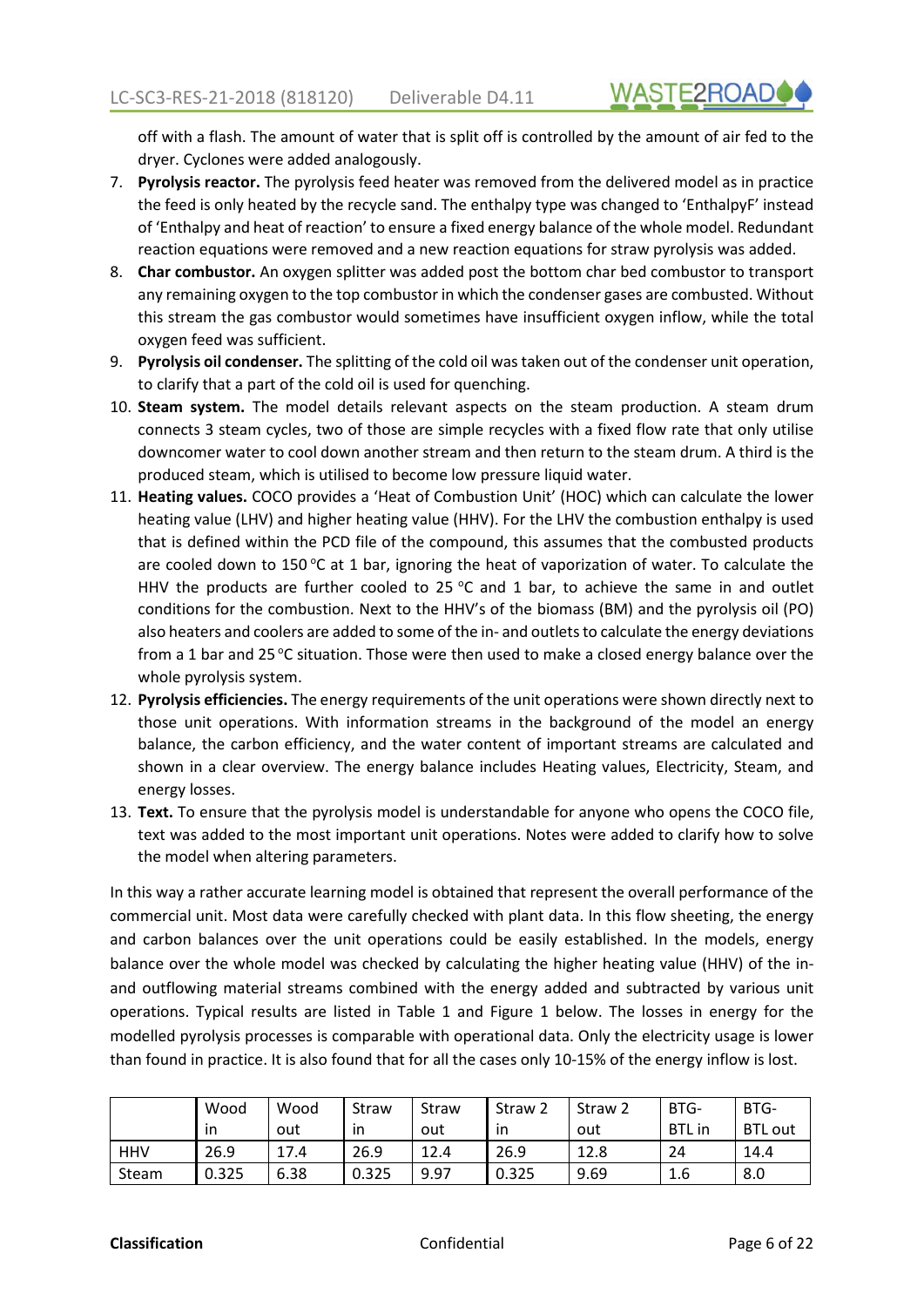off with a flash. The amount of water that is split off is controlled by the amount of air fed to the dryer. Cyclones were added analogously.

7. **Pyrolysis reactor.** The pyrolysis feed heater was removed from the delivered model as in practice the feed is only heated by the recycle sand. The enthalpy type was changed to 'EnthalpyF' instead of 'Enthalpy and heat of reaction' to ensure a fixed energy balance of the whole model. Redundant reaction equations were removed and a new reaction equations for straw pyrolysis was added.
8. **Char combustor.** An oxygen splitter was added post the bottom char bed combustor to transport any remaining oxygen to the top combustor in which the condenser gases are combusted. Without this stream the gas combustor would sometimes have insufficient oxygen inflow, while the total oxygen feed was sufficient.
9. **Pyrolysis oil condenser.** The splitting of the cold oil was taken out of the condenser unit operation, to clarify that a part of the cold oil is used for quenching.
10. **Steam system.** The model details relevant aspects on the steam production. A steam drum connects 3 steam cycles, two of those are simple recycles with a fixed flow rate that only utilise downcomer water to cool down another stream and then return to the steam drum. A third is the produced steam, which is utilised to become low pressure liquid water.
11. **Heating values.** COCO provides a 'Heat of Combustion Unit' (HOC) which can calculate the lower heating value (LHV) and higher heating value (HHV). For the LHV the combustion enthalpy is used that is defined within the PCD file of the compound, this assumes that the combusted products are cooled down to 150 °C at 1 bar, ignoring the heat of vaporization of water. To calculate the HHV the products are further cooled to 25 °C and 1 bar, to achieve the same in and outlet conditions for the combustion. Next to the HHV's of the biomass (BM) and the pyrolysis oil (PO) also heaters and coolers are added to some of the in- and outlets to calculate the energy deviations from a 1 bar and 25 °C situation. Those were then used to make a closed energy balance over the whole pyrolysis system.
12. **Pyrolysis efficiencies.** The energy requirements of the unit operations were shown directly next to those unit operations. With information streams in the background of the model an energy balance, the carbon efficiency, and the water content of important streams are calculated and shown in a clear overview. The energy balance includes Heating values, Electricity, Steam, and energy losses.
13. **Text.** To ensure that the pyrolysis model is understandable for anyone who opens the COCO file, text was added to the most important unit operations. Notes were added to clarify how to solve the model when altering parameters.

In this way a rather accurate learning model is obtained that represent the overall performance of the commercial unit. Most data were carefully checked with plant data. In this flow sheeting, the energy and carbon balances over the unit operations could be easily established. In the models, energy balance over the whole model was checked by calculating the higher heating value (HHV) of the in- and outflowing material streams combined with the energy added and subtracted by various unit operations. Typical results are listed in Table 1 and Figure 1 below. The losses in energy for the modelled pyrolysis processes is comparable with operational data. Only the electricity usage is lower than found in practice. It is also found that for all the cases only 10-15% of the energy inflow is lost.

| | Wood in | Wood out | Straw in | Straw out | Straw 2 in | Straw 2 out | BTG-BTL in | BTG-BTL out |
|---|---|---|---|---|---|---|---|---|
| HHV | 26.9 | 17.4 | 26.9 | 12.4 | 26.9 | 12.8 | 24 | 14.4 |
| Steam | 0.325 | 6.38 | 0.325 | 9.97 | 0.325 | 9.69 | 1.6 | 8.0 |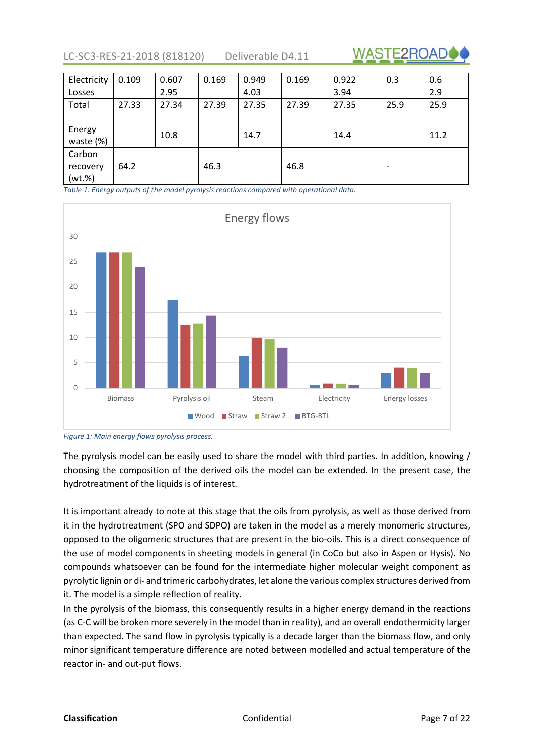| Electricity | 0.109 | 0.607 | 0.169 | 0.949 | 0.169 | 0.922 | 0.3 | 0.6 |
|---|---|---|---|---|---|---|---|---|
| Losses | | 2.95 | | 4.03 | | 3.94 | | 2.9 |
| Total | 27.33 | 27.34 | 27.39 | 27.35 | 27.39 | 27.35 | 25.9 | 25.9 |
| | | | | | | | | |
| Energy waste (%) | | 10.8 | | 14.7 | | 14.4 | | 11.2 |
| Carbon recovery (wt.%) | 64.2 | | 46.3 | | 46.8 | | - | |

*Table 1: Energy outputs of the model pyrolysis reactions compared with operational data.*

*Figure 1: Main energy flows pyrolysis process.*

The pyrolysis model can be easily used to share the model with third parties. In addition, knowing / choosing the composition of the derived oils the model can be extended. In the present case, the hydrotreatment of the liquids is of interest.

It is important already to note at this stage that the oils from pyrolysis, as well as those derived from it in the hydrotreatment (SPO and SDPO) are taken in the model as a merely monomeric structures, opposed to the oligomeric structures that are present in the bio-oils. This is a direct consequence of the use of model components in sheeting models in general (in CoCo but also in Aspen or Hysis). No compounds whatsoever can be found for the intermediate higher molecular weight component as pyrolytic lignin or di- and trimeric carbohydrates, let alone the various complex structures derived from it. The model is a simple reflection of reality.

In the pyrolysis of the biomass, this consequently results in a higher energy demand in the reactions (as C-C will be broken more severely in the model than in reality), and an overall endothermicity larger than expected. The sand flow in pyrolysis typically is a decade larger than the biomass flow, and only minor significant temperature difference are noted between modelled and actual temperature of the reactor in- and out-put flows.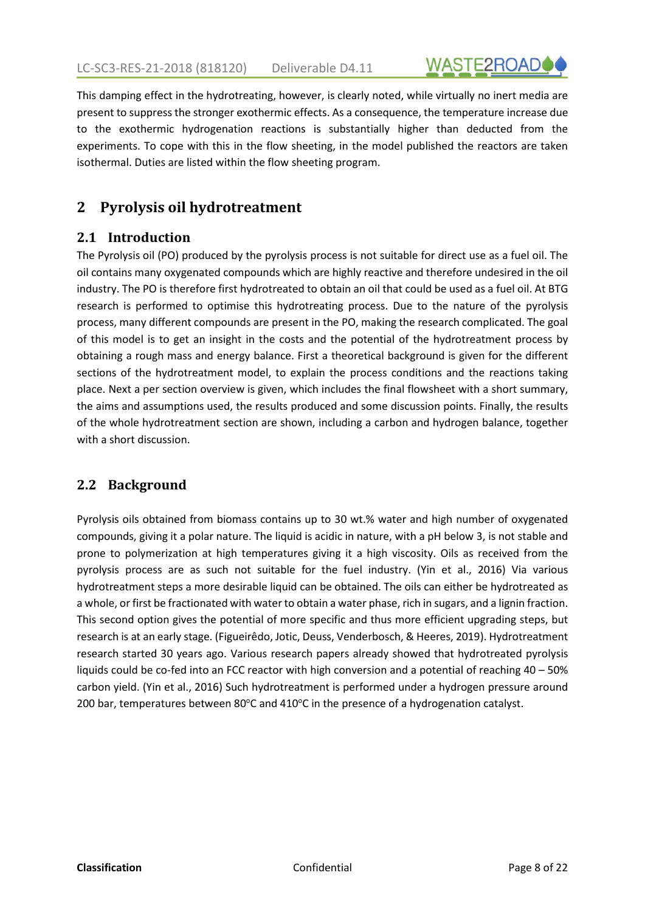This damping effect in the hydrotreating, however, is clearly noted, while virtually no inert media are present to suppress the stronger exothermic effects. As a consequence, the temperature increase due to the exothermic hydrogenation reactions is substantially higher than deducted from the experiments. To cope with this in the flow sheeting, in the model published the reactors are taken isothermal. Duties are listed within the flow sheeting program.

# 2 Pyrolysis oil hydrotreatment

## 2.1 Introduction

The Pyrolysis oil (PO) produced by the pyrolysis process is not suitable for direct use as a fuel oil. The oil contains many oxygenated compounds which are highly reactive and therefore undesired in the oil industry. The PO is therefore first hydrotreated to obtain an oil that could be used as a fuel oil. At BTG research is performed to optimise this hydrotreating process. Due to the nature of the pyrolysis process, many different compounds are present in the PO, making the research complicated. The goal of this model is to get an insight in the costs and the potential of the hydrotreatment process by obtaining a rough mass and energy balance. First a theoretical background is given for the different sections of the hydrotreatment model, to explain the process conditions and the reactions taking place. Next a per section overview is given, which includes the final flowsheet with a short summary, the aims and assumptions used, the results produced and some discussion points. Finally, the results of the whole hydrotreatment section are shown, including a carbon and hydrogen balance, together with a short discussion.

## 2.2 Background

Pyrolysis oils obtained from biomass contains up to 30 wt.% water and high number of oxygenated compounds, giving it a polar nature. The liquid is acidic in nature, with a pH below 3, is not stable and prone to polymerization at high temperatures giving it a high viscosity. Oils as received from the pyrolysis process are as such not suitable for the fuel industry. (Yin et al., 2016) Via various hydrotreatment steps a more desirable liquid can be obtained. The oils can either be hydrotreated as a whole, or first be fractionated with water to obtain a water phase, rich in sugars, and a lignin fraction. This second option gives the potential of more specific and thus more efficient upgrading steps, but research is at an early stage. (Figueirêdo, Jotic, Deuss, Venderbosch, & Heeres, 2019). Hydrotreatment research started 30 years ago. Various research papers already showed that hydrotreated pyrolysis liquids could be co-fed into an FCC reactor with high conversion and a potential of reaching 40 – 50% carbon yield. (Yin et al., 2016) Such hydrotreatment is performed under a hydrogen pressure around 200 bar, temperatures between 80°C and 410°C in the presence of a hydrogenation catalyst.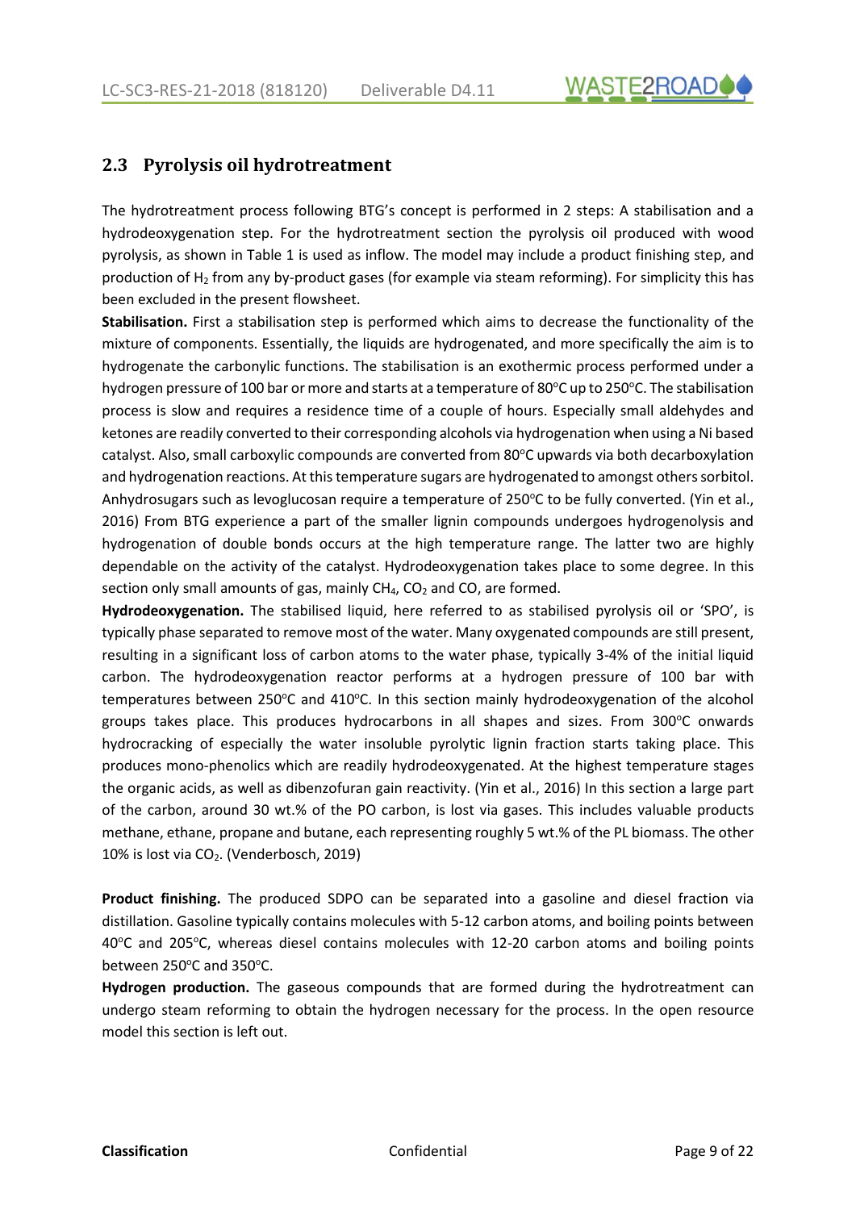## 2.3 Pyrolysis oil hydrotreatment

The hydrotreatment process following BTG's concept is performed in 2 steps: A stabilisation and a hydrodeoxygenation step. For the hydrotreatment section the pyrolysis oil produced with wood pyrolysis, as shown in Table 1 is used as inflow. The model may include a product finishing step, and production of $H_2$ from any by-product gases (for example via steam reforming). For simplicity this has been excluded in the present flowsheet.

**Stabilisation.** First a stabilisation step is performed which aims to decrease the functionality of the mixture of components. Essentially, the liquids are hydrogenated, and more specifically the aim is to hydrogenate the carbonylic functions. The stabilisation is an exothermic process performed under a hydrogen pressure of 100 bar or more and starts at a temperature of 80°C up to 250°C. The stabilisation process is slow and requires a residence time of a couple of hours. Especially small aldehydes and ketones are readily converted to their corresponding alcohols via hydrogenation when using a Ni based catalyst. Also, small carboxylic compounds are converted from 80°C upwards via both decarboxylation and hydrogenation reactions. At this temperature sugars are hydrogenated to amongst others sorbitol. Anhydrosugars such as levoglucosan require a temperature of 250°C to be fully converted. (Yin et al., 2016) From BTG experience a part of the smaller lignin compounds undergoes hydrogenolysis and hydrogenation of double bonds occurs at the high temperature range. The latter two are highly dependable on the activity of the catalyst. Hydrodeoxygenation takes place to some degree. In this section only small amounts of gas, mainly $CH_4$, $CO_2$ and CO, are formed.

**Hydrodeoxygenation.** The stabilised liquid, here referred to as stabilised pyrolysis oil or 'SPO', is typically phase separated to remove most of the water. Many oxygenated compounds are still present, resulting in a significant loss of carbon atoms to the water phase, typically 3-4% of the initial liquid carbon. The hydrodeoxygenation reactor performs at a hydrogen pressure of 100 bar with temperatures between 250°C and 410°C. In this section mainly hydrodeoxygenation of the alcohol groups takes place. This produces hydrocarbons in all shapes and sizes. From 300°C onwards hydrocracking of especially the water insoluble pyrolytic lignin fraction starts taking place. This produces mono-phenolics which are readily hydrodeoxygenated. At the highest temperature stages the organic acids, as well as dibenzofuran gain reactivity. (Yin et al., 2016) In this section a large part of the carbon, around 30 wt.% of the PO carbon, is lost via gases. This includes valuable products methane, ethane, propane and butane, each representing roughly 5 wt.% of the PL biomass. The other 10% is lost via $CO_2$. (Venderbosch, 2019)

**Product finishing.** The produced SDPO can be separated into a gasoline and diesel fraction via distillation. Gasoline typically contains molecules with 5-12 carbon atoms, and boiling points between 40°C and 205°C, whereas diesel contains molecules with 12-20 carbon atoms and boiling points between 250°C and 350°C.

**Hydrogen production.** The gaseous compounds that are formed during the hydrotreatment can undergo steam reforming to obtain the hydrogen necessary for the process. In the open resource model this section is left out.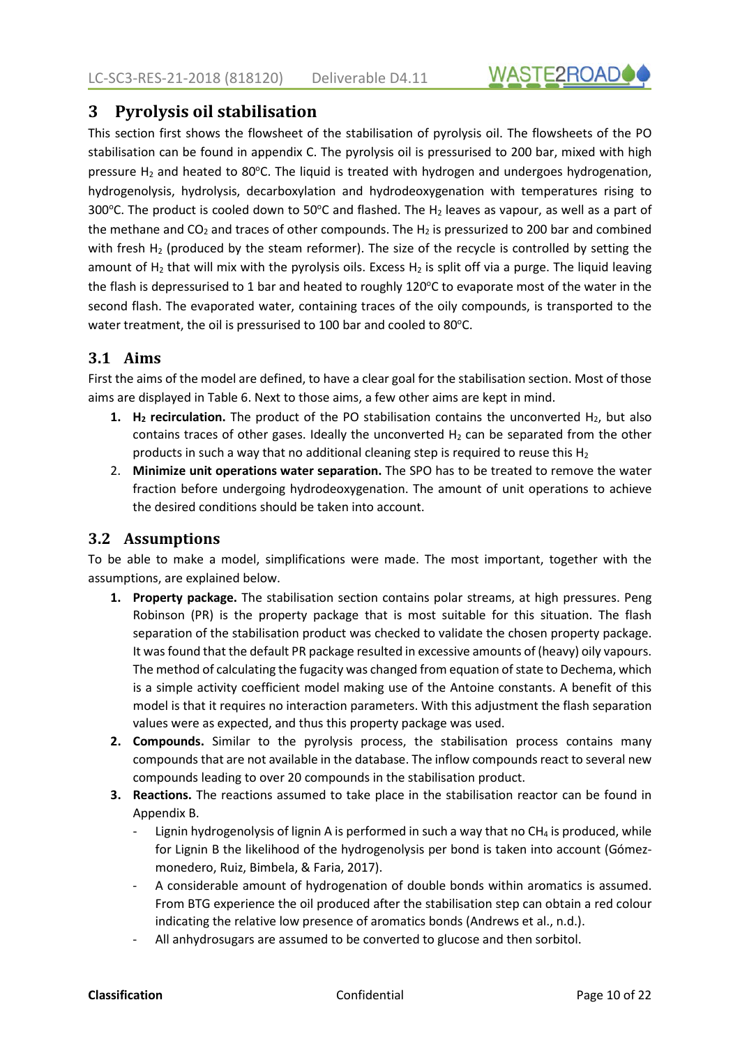# 3 Pyrolysis oil stabilisation

This section first shows the flowsheet of the stabilisation of pyrolysis oil. The flowsheets of the PO stabilisation can be found in appendix C. The pyrolysis oil is pressurised to 200 bar, mixed with high pressure $H_2$ and heated to 80°C. The liquid is treated with hydrogen and undergoes hydrogenation, hydrogenolysis, hydrolysis, decarboxylation and hydrodeoxygenation with temperatures rising to 300°C. The product is cooled down to 50°C and flashed. The $H_2$ leaves as vapour, as well as a part of the methane and $CO_2$ and traces of other compounds. The $H_2$ is pressurized to 200 bar and combined with fresh $H_2$ (produced by the steam reformer). The size of the recycle is controlled by setting the amount of $H_2$ that will mix with the pyrolysis oils. Excess $H_2$ is split off via a purge. The liquid leaving the flash is depressurised to 1 bar and heated to roughly 120°C to evaporate most of the water in the second flash. The evaporated water, containing traces of the oily compounds, is transported to the water treatment, the oil is pressurised to 100 bar and cooled to 80°C.

## 3.1 Aims

First the aims of the model are defined, to have a clear goal for the stabilisation section. Most of those aims are displayed in Table 6. Next to those aims, a few other aims are kept in mind.

1. **$H_2$ recirculation.** The product of the PO stabilisation contains the unconverted $H_2$, but also contains traces of other gases. Ideally the unconverted $H_2$ can be separated from the other products in such a way that no additional cleaning step is required to reuse this $H_2$
2. **Minimize unit operations water separation.** The SPO has to be treated to remove the water fraction before undergoing hydrodeoxygenation. The amount of unit operations to achieve the desired conditions should be taken into account.

## 3.2 Assumptions

To be able to make a model, simplifications were made. The most important, together with the assumptions, are explained below.

1. **Property package.** The stabilisation section contains polar streams, at high pressures. Peng Robinson (PR) is the property package that is most suitable for this situation. The flash separation of the stabilisation product was checked to validate the chosen property package. It was found that the default PR package resulted in excessive amounts of (heavy) oily vapours. The method of calculating the fugacity was changed from equation of state to Dechema, which is a simple activity coefficient model making use of the Antoine constants. A benefit of this model is that it requires no interaction parameters. With this adjustment the flash separation values were as expected, and thus this property package was used.
2. **Compounds.** Similar to the pyrolysis process, the stabilisation process contains many compounds that are not available in the database. The inflow compounds react to several new compounds leading to over 20 compounds in the stabilisation product.
3. **Reactions.** The reactions assumed to take place in the stabilisation reactor can be found in Appendix B.
   - Lignin hydrogenolysis of lignin A is performed in such a way that no $CH_4$ is produced, while for Lignin B the likelihood of the hydrogenolysis per bond is taken into account (Gómez-monedero, Ruiz, Bimbela, & Faria, 2017).
   - A considerable amount of hydrogenation of double bonds within aromatics is assumed. From BTG experience the oil produced after the stabilisation step can obtain a red colour indicating the relative low presence of aromatics bonds (Andrews et al., n.d.).
   - All anhydrosugars are assumed to be converted to glucose and then sorbitol.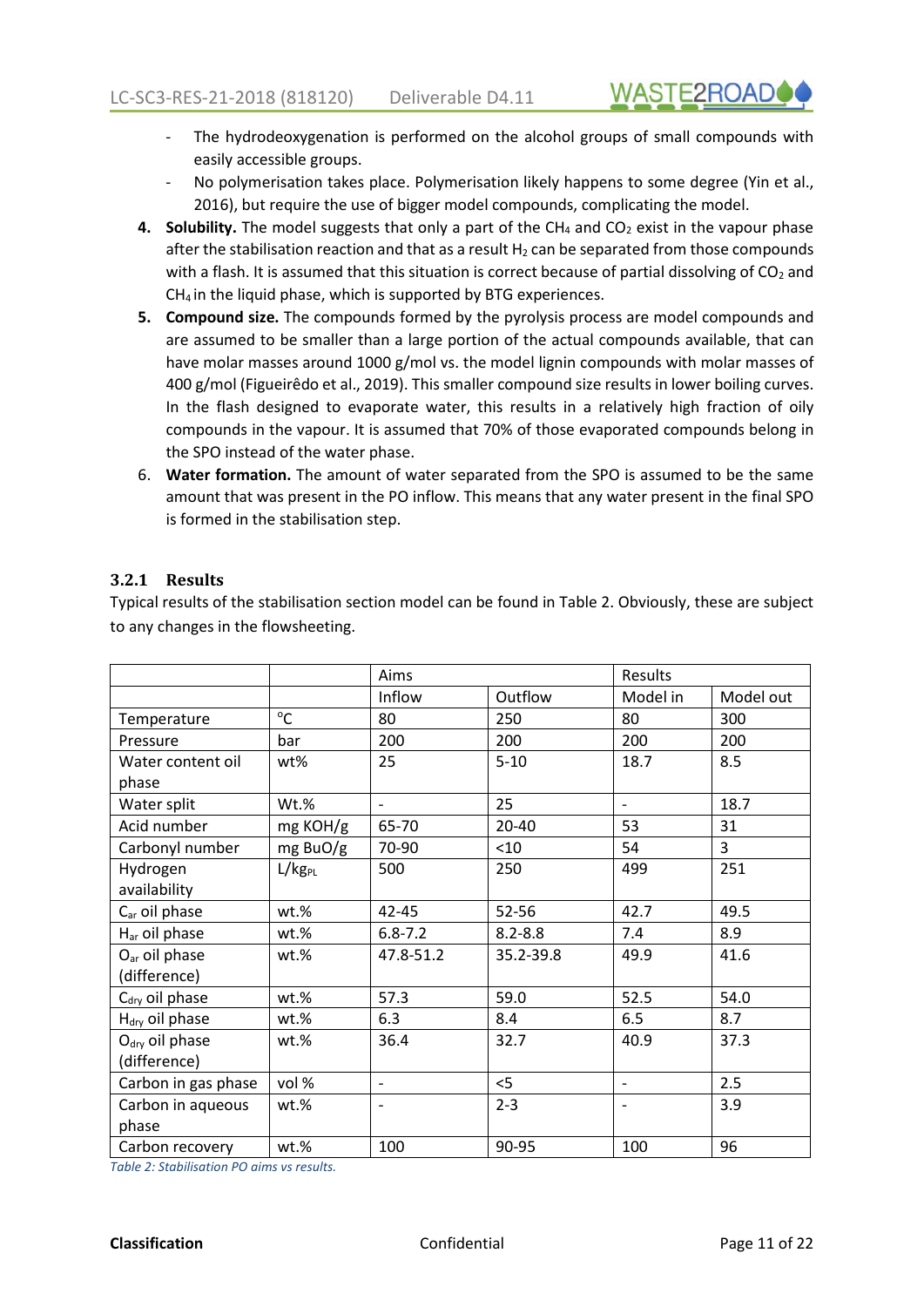- The hydrodeoxygenation is performed on the alcohol groups of small compounds with easily accessible groups.
- No polymerisation takes place. Polymerisation likely happens to some degree (Yin et al., 2016), but require the use of bigger model compounds, complicating the model.

4. **Solubility.** The model suggests that only a part of the $CH_4$ and $CO_2$ exist in the vapour phase after the stabilisation reaction and that as a result $H_2$ can be separated from those compounds with a flash. It is assumed that this situation is correct because of partial dissolving of $CO_2$ and $CH_4$ in the liquid phase, which is supported by BTG experiences.
5. **Compound size.** The compounds formed by the pyrolysis process are model compounds and are assumed to be smaller than a large portion of the actual compounds available, that can have molar masses around 1000 g/mol vs. the model lignin compounds with molar masses of 400 g/mol (Figueirêdo et al., 2019). This smaller compound size results in lower boiling curves. In the flash designed to evaporate water, this results in a relatively high fraction of oily compounds in the vapour. It is assumed that 70% of those evaporated compounds belong in the SPO instead of the water phase.
6. **Water formation.** The amount of water separated from the SPO is assumed to be the same amount that was present in the PO inflow. This means that any water present in the final SPO is formed in the stabilisation step.

### 3.2.1 Results

Typical results of the stabilisation section model can be found in Table 2. Obviously, these are subject to any changes in the flowsheeting.

| | | Aims | | Results | |
|---|---|---|---|---|---|
| | | Inflow | Outflow | Model in | Model out |
| Temperature | °C | 80 | 250 | 80 | 300 |
| Pressure | bar | 200 | 200 | 200 | 200 |
| Water content oil phase | wt% | 25 | 5-10 | 18.7 | 8.5 |
| Water split | Wt.% | - | 25 | - | 18.7 |
| Acid number | mg KOH/g | 65-70 | 20-40 | 53 | 31 |
| Carbonyl number | mg BuO/g | 70-90 | <10 | 54 | 3 |
| Hydrogen availability | $L/kg_{PL}$ | 500 | 250 | 499 | 251 |
| $C_{ar}$ oil phase | wt.% | 42-45 | 52-56 | 42.7 | 49.5 |
| $H_{ar}$ oil phase | wt.% | 6.8-7.2 | 8.2-8.8 | 7.4 | 8.9 |
| $O_{ar}$ oil phase (difference) | wt.% | 47.8-51.2 | 35.2-39.8 | 49.9 | 41.6 |
| $C_{dry}$ oil phase | wt.% | 57.3 | 59.0 | 52.5 | 54.0 |
| $H_{dry}$ oil phase | wt.% | 6.3 | 8.4 | 6.5 | 8.7 |
| $O_{dry}$ oil phase (difference) | wt.% | 36.4 | 32.7 | 40.9 | 37.3 |
| Carbon in gas phase | vol % | - | <5 | - | 2.5 |
| Carbon in aqueous phase | wt.% | - | 2-3 | - | 3.9 |
| Carbon recovery | wt.% | 100 | 90-95 | 100 | 96 |

*Table 2: Stabilisation PO aims vs results.*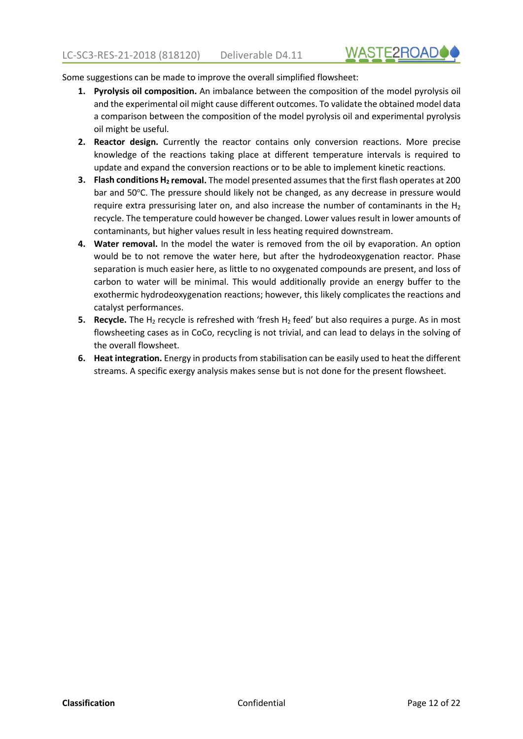Some suggestions can be made to improve the overall simplified flowsheet:

1. **Pyrolysis oil composition.** An imbalance between the composition of the model pyrolysis oil and the experimental oil might cause different outcomes. To validate the obtained model data a comparison between the composition of the model pyrolysis oil and experimental pyrolysis oil might be useful.
2. **Reactor design.** Currently the reactor contains only conversion reactions. More precise knowledge of the reactions taking place at different temperature intervals is required to update and expand the conversion reactions or to be able to implement kinetic reactions.
3. **Flash conditions $H_2$ removal.** The model presented assumes that the first flash operates at 200 bar and 50°C. The pressure should likely not be changed, as any decrease in pressure would require extra pressurising later on, and also increase the number of contaminants in the $H_2$ recycle. The temperature could however be changed. Lower values result in lower amounts of contaminants, but higher values result in less heating required downstream.
4. **Water removal.** In the model the water is removed from the oil by evaporation. An option would be to not remove the water here, but after the hydrodeoxygenation reactor. Phase separation is much easier here, as little to no oxygenated compounds are present, and loss of carbon to water will be minimal. This would additionally provide an energy buffer to the exothermic hydrodeoxygenation reactions; however, this likely complicates the reactions and catalyst performances.
5. **Recycle.** The $H_2$ recycle is refreshed with 'fresh $H_2$ feed' but also requires a purge. As in most flowsheeting cases as in CoCo, recycling is not trivial, and can lead to delays in the solving of the overall flowsheet.
6. **Heat integration.** Energy in products from stabilisation can be easily used to heat the different streams. A specific exergy analysis makes sense but is not done for the present flowsheet.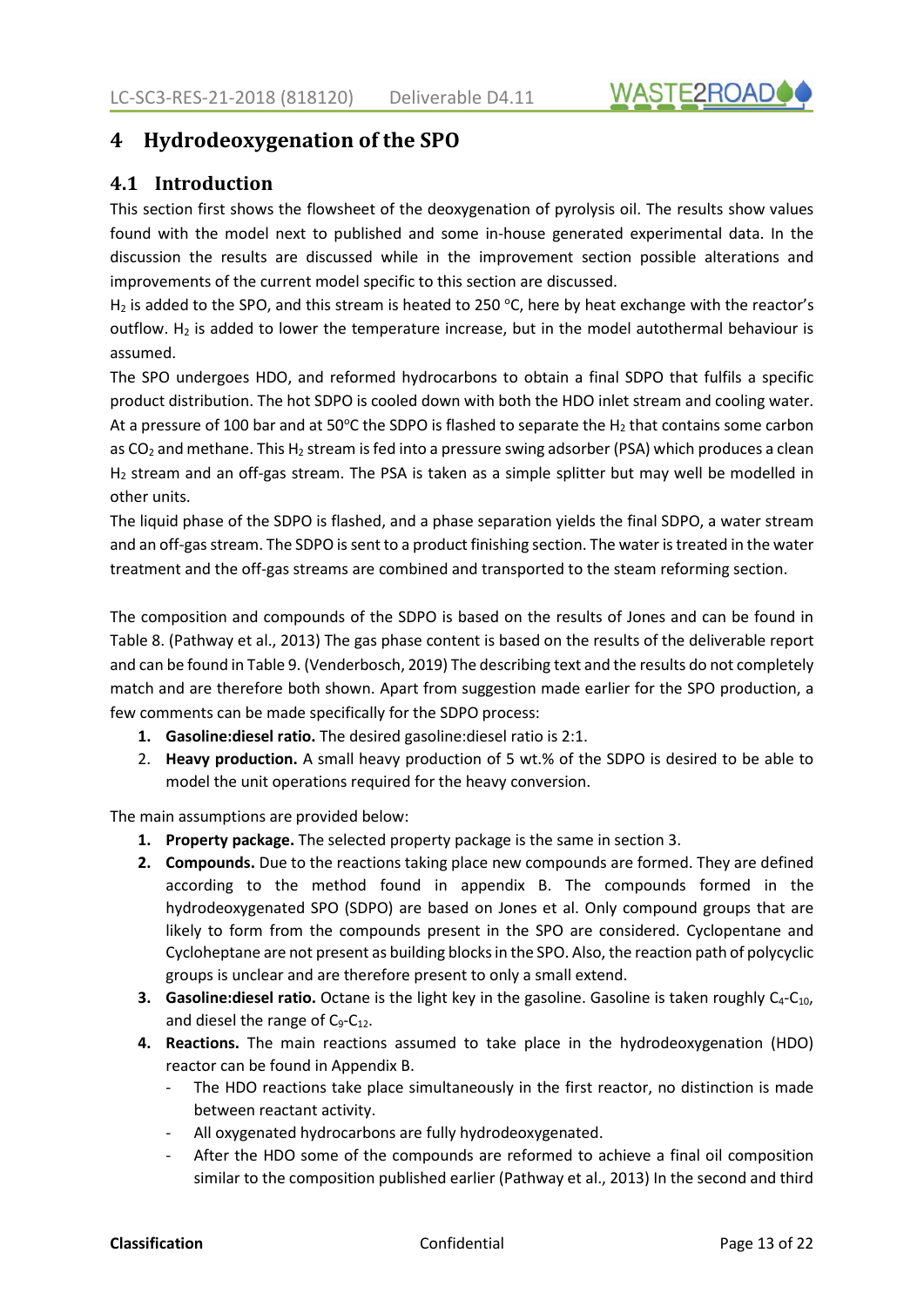# 4 Hydrodeoxygenation of the SPO

## 4.1 Introduction

This section first shows the flowsheet of the deoxygenation of pyrolysis oil. The results show values found with the model next to published and some in-house generated experimental data. In the discussion the results are discussed while in the improvement section possible alterations and improvements of the current model specific to this section are discussed.

$H_2$ is added to the SPO, and this stream is heated to 250 °C, here by heat exchange with the reactor's outflow. $H_2$ is added to lower the temperature increase, but in the model autothermal behaviour is assumed.

The SPO undergoes HDO, and reformed hydrocarbons to obtain a final SDPO that fulfils a specific product distribution. The hot SDPO is cooled down with both the HDO inlet stream and cooling water. At a pressure of 100 bar and at 50°C the SDPO is flashed to separate the $H_2$ that contains some carbon as $CO_2$ and methane. This $H_2$ stream is fed into a pressure swing adsorber (PSA) which produces a clean $H_2$ stream and an off-gas stream. The PSA is taken as a simple splitter but may well be modelled in other units.

The liquid phase of the SDPO is flashed, and a phase separation yields the final SDPO, a water stream and an off-gas stream. The SDPO is sent to a product finishing section. The water is treated in the water treatment and the off-gas streams are combined and transported to the steam reforming section.

The composition and compounds of the SDPO is based on the results of Jones and can be found in Table 8. (Pathway et al., 2013) The gas phase content is based on the results of the deliverable report and can be found in Table 9. (Venderbosch, 2019) The describing text and the results do not completely match and are therefore both shown. Apart from suggestion made earlier for the SPO production, a few comments can be made specifically for the SDPO process:

1. **Gasoline:diesel ratio.** The desired gasoline:diesel ratio is 2:1.
2. **Heavy production.** A small heavy production of 5 wt.% of the SDPO is desired to be able to model the unit operations required for the heavy conversion.

The main assumptions are provided below:

1. **Property package.** The selected property package is the same in section 3.
2. **Compounds.** Due to the reactions taking place new compounds are formed. They are defined according to the method found in appendix B. The compounds formed in the hydrodeoxygenated SPO (SDPO) are based on Jones et al. Only compound groups that are likely to form from the compounds present in the SPO are considered. Cyclopentane and Cycloheptane are not present as building blocks in the SPO. Also, the reaction path of polycyclic groups is unclear and are therefore present to only a small extend.
3. **Gasoline:diesel ratio.** Octane is the light key in the gasoline. Gasoline is taken roughly $C_4$-$C_{10}$, and diesel the range of $C_9$-$C_{12}$.
4. **Reactions.** The main reactions assumed to take place in the hydrodeoxygenation (HDO) reactor can be found in Appendix B.
   - The HDO reactions take place simultaneously in the first reactor, no distinction is made between reactant activity.
   - All oxygenated hydrocarbons are fully hydrodeoxygenated.
   - After the HDO some of the compounds are reformed to achieve a final oil composition similar to the composition published earlier (Pathway et al., 2013) In the second and third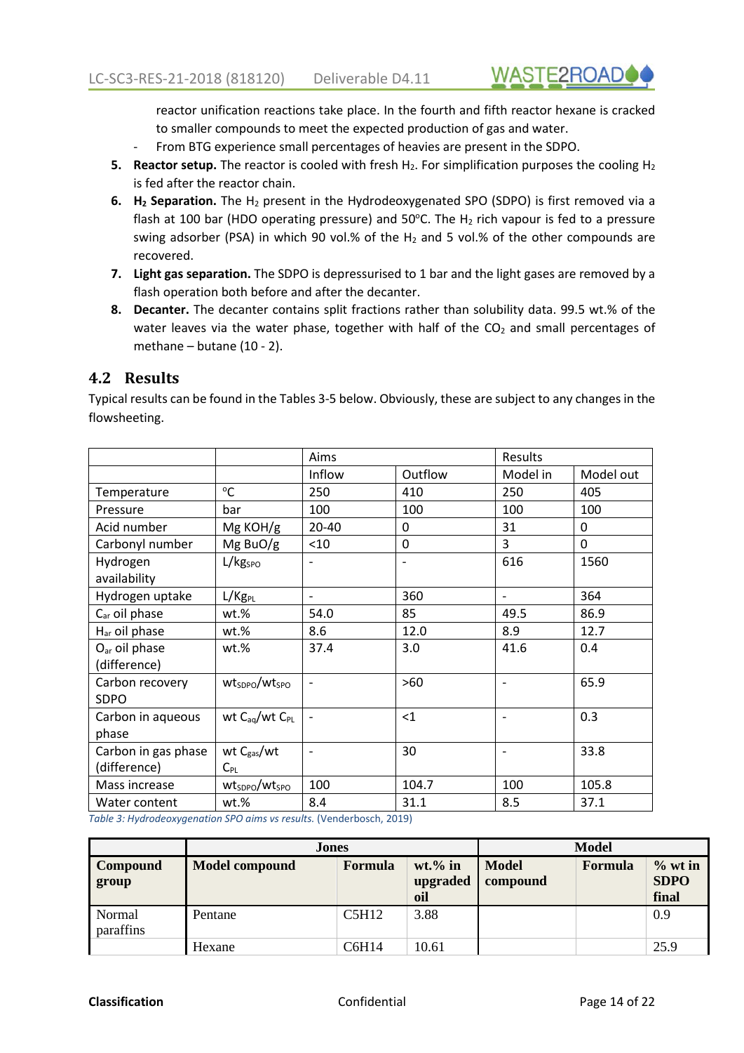reactor unification reactions take place. In the fourth and fifth reactor hexane is cracked to smaller compounds to meet the expected production of gas and water.

- From BTG experience small percentages of heavies are present in the SDPO.

5. **Reactor setup.** The reactor is cooled with fresh $H_2$. For simplification purposes the cooling $H_2$ is fed after the reactor chain.
6. **$H_2$ Separation.** The $H_2$ present in the Hydrodeoxygenated SPO (SDPO) is first removed via a flash at 100 bar (HDO operating pressure) and 50°C. The $H_2$ rich vapour is fed to a pressure swing adsorber (PSA) in which 90 vol.% of the $H_2$ and 5 vol.% of the other compounds are recovered.
7. **Light gas separation.** The SDPO is depressurised to 1 bar and the light gases are removed by a flash operation both before and after the decanter.
8. **Decanter.** The decanter contains split fractions rather than solubility data. 99.5 wt.% of the water leaves via the water phase, together with half of the $CO_2$ and small percentages of methane – butane (10 - 2).

## 4.2 Results

Typical results can be found in the Tables 3-5 below. Obviously, these are subject to any changes in the flowsheeting.

| | | Aims | | Results | |
|---|---|---|---|---|---|
| | | Inflow | Outflow | Model in | Model out |
| Temperature | °C | 250 | 410 | 250 | 405 |
| Pressure | bar | 100 | 100 | 100 | 100 |
| Acid number | Mg KOH/g | 20-40 | 0 | 31 | 0 |
| Carbonyl number | Mg BuO/g | <10 | 0 | 3 | 0 |
| Hydrogen availability | L/kg$_{SPO}$ | - | - | 616 | 1560 |
| Hydrogen uptake | L/Kg$_{PL}$ | - | 360 | - | 364 |
| $C_{ar}$ oil phase | wt.% | 54.0 | 85 | 49.5 | 86.9 |
| $H_{ar}$ oil phase | wt.% | 8.6 | 12.0 | 8.9 | 12.7 |
| $O_{ar}$ oil phase (difference) | wt.% | 37.4 | 3.0 | 41.6 | 0.4 |
| Carbon recovery SDPO | wt$_{SDPO}$/wt$_{SPO}$ | - | >60 | - | 65.9 |
| Carbon in aqueous phase | wt $C_{aq}$/wt $C_{PL}$ | - | <1 | - | 0.3 |
| Carbon in gas phase (difference) | wt $C_{gas}$/wt $C_{PL}$ | - | 30 | - | 33.8 |
| Mass increase | wt$_{SDPO}$/wt$_{SPO}$ | 100 | 104.7 | 100 | 105.8 |
| Water content | wt.% | 8.4 | 31.1 | 8.5 | 37.1 |

*Table 3: Hydrodeoxygenation SPO aims vs results.* (Venderbosch, 2019)

| | Jones | | | Model | | |
|---|---|---|---|---|---|---|
| **Compound group** | **Model compound** | **Formula** | **wt.% in upgraded oil** | **Model compound** | **Formula** | **% wt in SDPO final** |
| Normal paraffins | Pentane | C5H12 | 3.88 | | | 0.9 |
| | Hexane | C6H14 | 10.61 | | | 25.9 |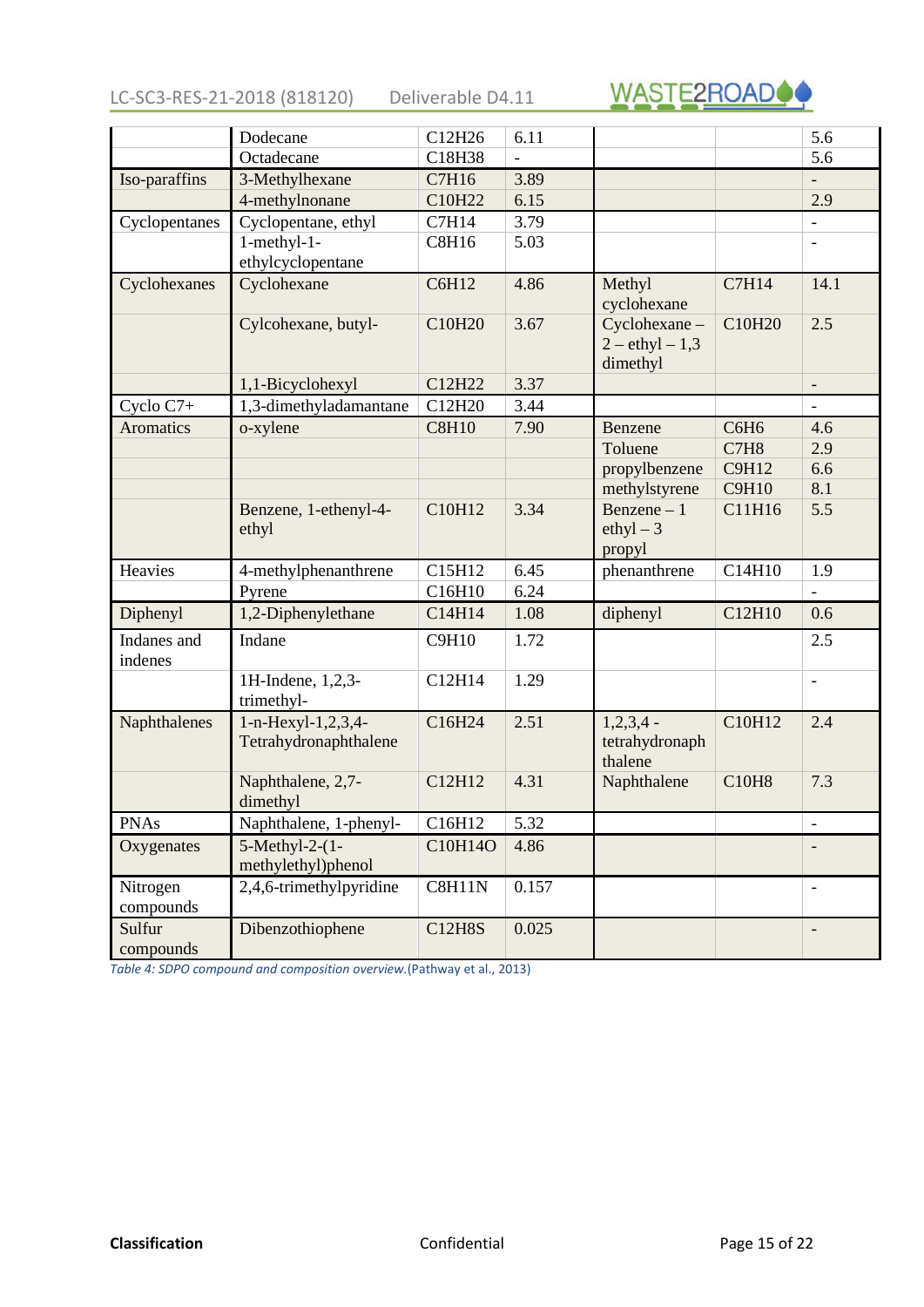| | | | | | | |
|---|---|---|---|---|---|---|
| | Dodecane | C12H26 | 6.11 | | | 5.6 |
| | Octadecane | C18H38 | - | | | 5.6 |
| Iso-paraffins | 3-Methylhexane | C7H16 | 3.89 | | | - |
| | 4-methylnonane | C10H22 | 6.15 | | | 2.9 |
| Cyclopentanes | Cyclopentane, ethyl | C7H14 | 3.79 | | | - |
| | 1-methyl-1-ethylcyclopentane | C8H16 | 5.03 | | | - |
| Cyclohexanes | Cyclohexane | C6H12 | 4.86 | Methyl cyclohexane | C7H14 | 14.1 |
| | Cylcohexane, butyl- | C10H20 | 3.67 | Cyclohexane – 2 – ethyl – 1,3 dimethyl | C10H20 | 2.5 |
| | 1,1-Bicyclohexyl | C12H22 | 3.37 | | | - |
| Cyclo C7+ | 1,3-dimethyladamantane | C12H20 | 3.44 | | | - |
| Aromatics | o-xylene | C8H10 | 7.90 | Benzene | C6H6 | 4.6 |
| | | | | Toluene | C7H8 | 2.9 |
| | | | | propylbenzene | C9H12 | 6.6 |
| | | | | methylstyrene | C9H10 | 8.1 |
| | Benzene, 1-ethenyl-4-ethyl | C10H12 | 3.34 | Benzene – 1 ethyl – 3 propyl | C11H16 | 5.5 |
| Heavies | 4-methylphenanthrene | C15H12 | 6.45 | phenanthrene | C14H10 | 1.9 |
| | Pyrene | C16H10 | 6.24 | | | - |
| Diphenyl | 1,2-Diphenylethane | C14H14 | 1.08 | diphenyl | C12H10 | 0.6 |
| Indanes and indenes | Indane | C9H10 | 1.72 | | | 2.5 |
| | 1H-Indene, 1,2,3-trimethyl- | C12H14 | 1.29 | | | - |
| Naphthalenes | 1-n-Hexyl-1,2,3,4-Tetrahydronaphthalene | C16H24 | 2.51 | 1,2,3,4 - tetrahydronaphthalene | C10H12 | 2.4 |
| | Naphthalene, 2,7-dimethyl | C12H12 | 4.31 | Naphthalene | C10H8 | 7.3 |
| PNAs | Naphthalene, 1-phenyl- | C16H12 | 5.32 | | | - |
| Oxygenates | 5-Methyl-2-(1-methylethyl)phenol | C10H14O | 4.86 | | | - |
| Nitrogen compounds | 2,4,6-trimethylpyridine | C8H11N | 0.157 | | | - |
| Sulfur compounds | Dibenzothiophene | C12H8S | 0.025 | | | - |

*Table 4: SDPO compound and composition overview.*(Pathway et al., 2013)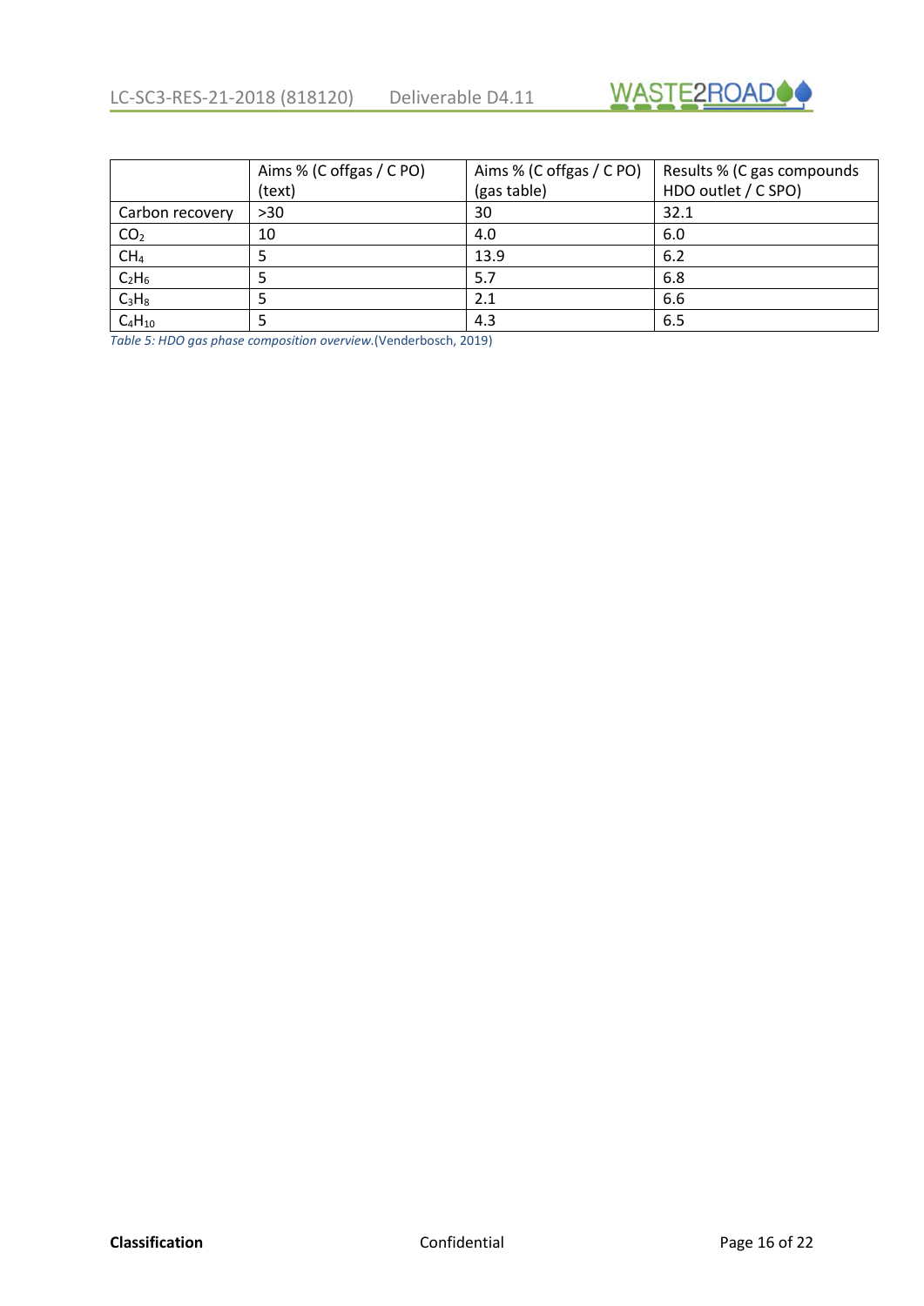| | Aims % (C offgas / C PO) (text) | Aims % (C offgas / C PO) (gas table) | Results % (C gas compounds HDO outlet / C SPO) |
|---|---|---|---|
| Carbon recovery | >30 | 30 | 32.1 |
| $CO_2$ | 10 | 4.0 | 6.0 |
| $CH_4$ | 5 | 13.9 | 6.2 |
| $C_2H_6$ | 5 | 5.7 | 6.8 |
| $C_3H_8$ | 5 | 2.1 | 6.6 |
| $C_4H_{10}$ | 5 | 4.3 | 6.5 |

*Table 5: HDO gas phase composition overview.*(Venderbosch, 2019)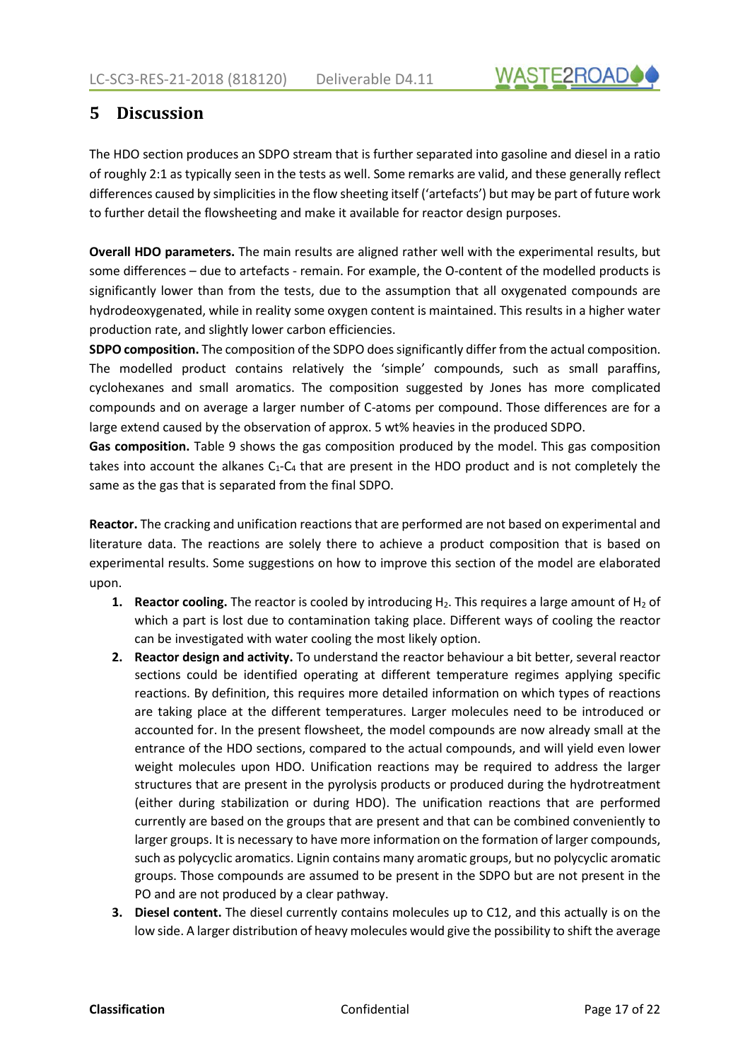# 5 Discussion

The HDO section produces an SDPO stream that is further separated into gasoline and diesel in a ratio of roughly 2:1 as typically seen in the tests as well. Some remarks are valid, and these generally reflect differences caused by simplicities in the flow sheeting itself ('artefacts') but may be part of future work to further detail the flowsheeting and make it available for reactor design purposes.

**Overall HDO parameters.** The main results are aligned rather well with the experimental results, but some differences – due to artefacts - remain. For example, the O-content of the modelled products is significantly lower than from the tests, due to the assumption that all oxygenated compounds are hydrodeoxygenated, while in reality some oxygen content is maintained. This results in a higher water production rate, and slightly lower carbon efficiencies.

**SDPO composition.** The composition of the SDPO does significantly differ from the actual composition. The modelled product contains relatively the 'simple' compounds, such as small paraffins, cyclohexanes and small aromatics. The composition suggested by Jones has more complicated compounds and on average a larger number of C-atoms per compound. Those differences are for a large extend caused by the observation of approx. 5 wt% heavies in the produced SDPO.

**Gas composition.** Table 9 shows the gas composition produced by the model. This gas composition takes into account the alkanes $C_1$-$C_4$ that are present in the HDO product and is not completely the same as the gas that is separated from the final SDPO.

**Reactor.** The cracking and unification reactions that are performed are not based on experimental and literature data. The reactions are solely there to achieve a product composition that is based on experimental results. Some suggestions on how to improve this section of the model are elaborated upon.

1. **Reactor cooling.** The reactor is cooled by introducing $H_2$. This requires a large amount of $H_2$ of which a part is lost due to contamination taking place. Different ways of cooling the reactor can be investigated with water cooling the most likely option.
2. **Reactor design and activity.** To understand the reactor behaviour a bit better, several reactor sections could be identified operating at different temperature regimes applying specific reactions. By definition, this requires more detailed information on which types of reactions are taking place at the different temperatures. Larger molecules need to be introduced or accounted for. In the present flowsheet, the model compounds are now already small at the entrance of the HDO sections, compared to the actual compounds, and will yield even lower weight molecules upon HDO. Unification reactions may be required to address the larger structures that are present in the pyrolysis products or produced during the hydrotreatment (either during stabilization or during HDO). The unification reactions that are performed currently are based on the groups that are present and that can be combined conveniently to larger groups. It is necessary to have more information on the formation of larger compounds, such as polycyclic aromatics. Lignin contains many aromatic groups, but no polycyclic aromatic groups. Those compounds are assumed to be present in the SDPO but are not present in the PO and are not produced by a clear pathway.
3. **Diesel content.** The diesel currently contains molecules up to C12, and this actually is on the low side. A larger distribution of heavy molecules would give the possibility to shift the average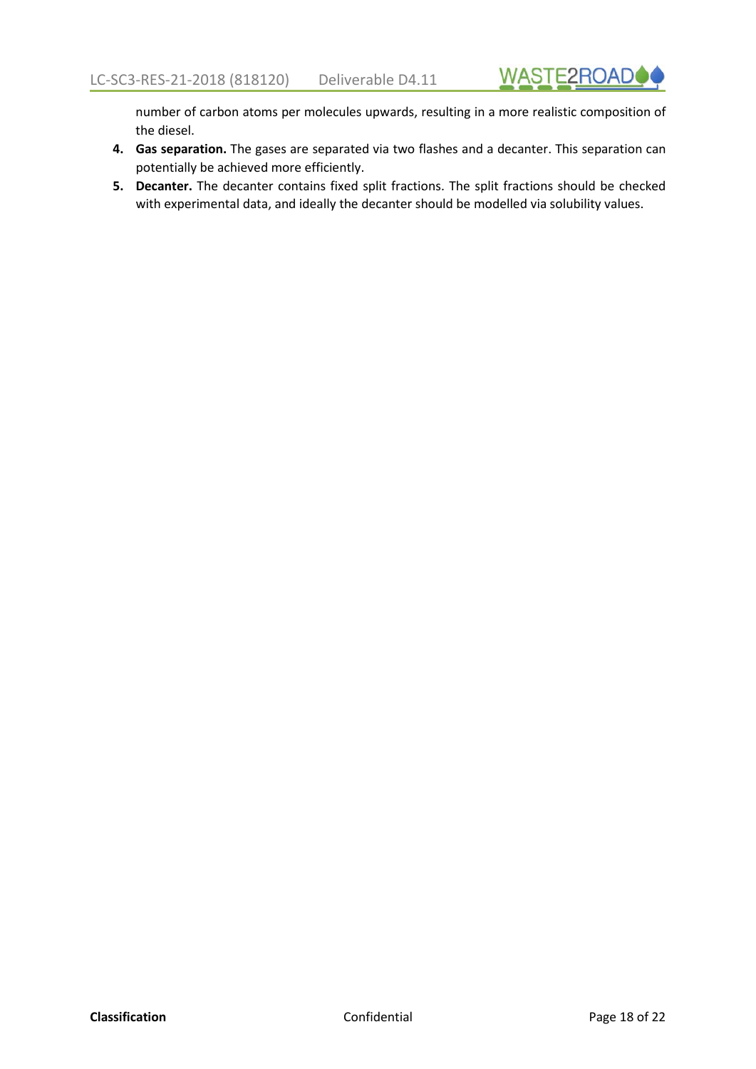number of carbon atoms per molecules upwards, resulting in a more realistic composition of the diesel.

4. **Gas separation.** The gases are separated via two flashes and a decanter. This separation can potentially be achieved more efficiently.
5. **Decanter.** The decanter contains fixed split fractions. The split fractions should be checked with experimental data, and ideally the decanter should be modelled via solubility values.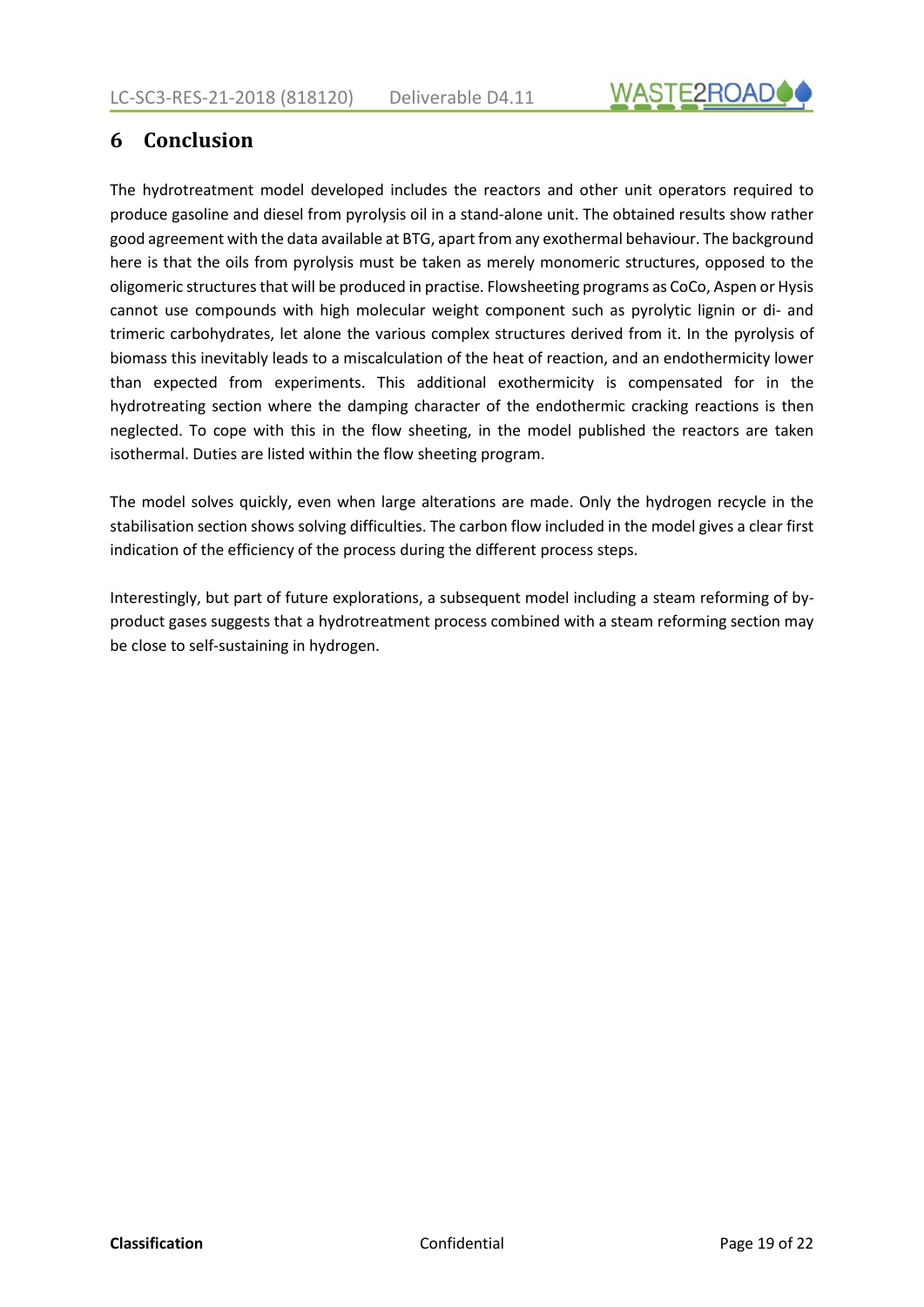# 6 Conclusion

The hydrotreatment model developed includes the reactors and other unit operators required to produce gasoline and diesel from pyrolysis oil in a stand-alone unit. The obtained results show rather good agreement with the data available at BTG, apart from any exothermal behaviour. The background here is that the oils from pyrolysis must be taken as merely monomeric structures, opposed to the oligomeric structures that will be produced in practise. Flowsheeting programs as CoCo, Aspen or Hysis cannot use compounds with high molecular weight component such as pyrolytic lignin or di- and trimeric carbohydrates, let alone the various complex structures derived from it. In the pyrolysis of biomass this inevitably leads to a miscalculation of the heat of reaction, and an endothermicity lower than expected from experiments. This additional exothermicity is compensated for in the hydrotreating section where the damping character of the endothermic cracking reactions is then neglected. To cope with this in the flow sheeting, in the model published the reactors are taken isothermal. Duties are listed within the flow sheeting program.

The model solves quickly, even when large alterations are made. Only the hydrogen recycle in the stabilisation section shows solving difficulties. The carbon flow included in the model gives a clear first indication of the efficiency of the process during the different process steps.

Interestingly, but part of future explorations, a subsequent model including a steam reforming of by-product gases suggests that a hydrotreatment process combined with a steam reforming section may be close to self-sustaining in hydrogen.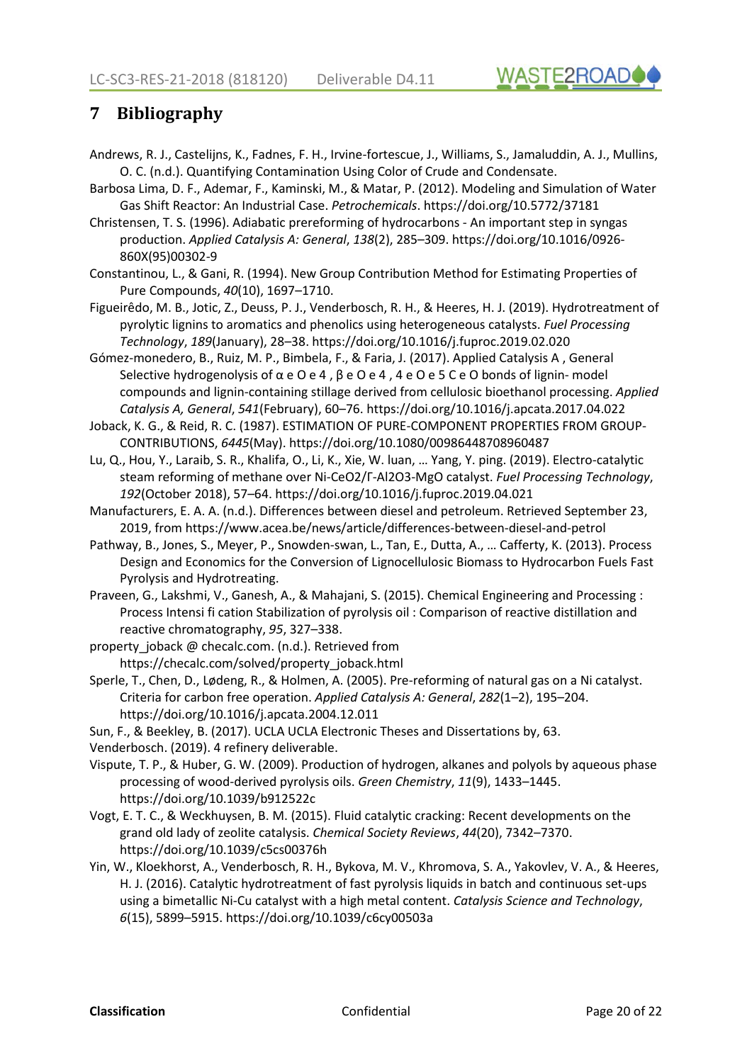# 7 Bibliography

Andrews, R. J., Castelijns, K., Fadnes, F. H., Irvine-fortescue, J., Williams, S., Jamaluddin, A. J., Mullins, O. C. (n.d.). Quantifying Contamination Using Color of Crude and Condensate.

Barbosa Lima, D. F., Ademar, F., Kaminski, M., & Matar, P. (2012). Modeling and Simulation of Water Gas Shift Reactor: An Industrial Case. *Petrochemicals*. https://doi.org/10.5772/37181

Christensen, T. S. (1996). Adiabatic prereforming of hydrocarbons - An important step in syngas production. *Applied Catalysis A: General*, *138*(2), 285–309. https://doi.org/10.1016/0926-860X(95)00302-9

Constantinou, L., & Gani, R. (1994). New Group Contribution Method for Estimating Properties of Pure Compounds, *40*(10), 1697–1710.

Figueirêdo, M. B., Jotic, Z., Deuss, P. J., Venderbosch, R. H., & Heeres, H. J. (2019). Hydrotreatment of pyrolytic lignins to aromatics and phenolics using heterogeneous catalysts. *Fuel Processing Technology*, *189*(January), 28–38. https://doi.org/10.1016/j.fuproc.2019.02.020

Gómez-monedero, B., Ruiz, M. P., Bimbela, F., & Faria, J. (2017). Applied Catalysis A , General Selective hydrogenolysis of α e O e 4 , β e O e 4 , 4 e O e 5 C e O bonds of lignin- model compounds and lignin-containing stillage derived from cellulosic bioethanol processing. *Applied Catalysis A, General*, *541*(February), 60–76. https://doi.org/10.1016/j.apcata.2017.04.022

Joback, K. G., & Reid, R. C. (1987). ESTIMATION OF PURE-COMPONENT PROPERTIES FROM GROUP-CONTRIBUTIONS, *6445*(May). https://doi.org/10.1080/00986448708960487

Lu, Q., Hou, Y., Laraib, S. R., Khalifa, O., Li, K., Xie, W. luan, … Yang, Y. ping. (2019). Electro-catalytic steam reforming of methane over Ni-CeO2/Γ-Al2O3-MgO catalyst. *Fuel Processing Technology*, *192*(October 2018), 57–64. https://doi.org/10.1016/j.fuproc.2019.04.021

Manufacturers, E. A. A. (n.d.). Differences between diesel and petroleum. Retrieved September 23, 2019, from https://www.acea.be/news/article/differences-between-diesel-and-petrol

Pathway, B., Jones, S., Meyer, P., Snowden-swan, L., Tan, E., Dutta, A., … Cafferty, K. (2013). Process Design and Economics for the Conversion of Lignocellulosic Biomass to Hydrocarbon Fuels Fast Pyrolysis and Hydrotreating.

Praveen, G., Lakshmi, V., Ganesh, A., & Mahajani, S. (2015). Chemical Engineering and Processing : Process Intensi fi cation Stabilization of pyrolysis oil : Comparison of reactive distillation and reactive chromatography, *95*, 327–338.

property_joback @ checalc.com. (n.d.). Retrieved from https://checalc.com/solved/property_joback.html

Sperle, T., Chen, D., Lødeng, R., & Holmen, A. (2005). Pre-reforming of natural gas on a Ni catalyst. Criteria for carbon free operation. *Applied Catalysis A: General*, *282*(1–2), 195–204. https://doi.org/10.1016/j.apcata.2004.12.011

Sun, F., & Beekley, B. (2017). UCLA UCLA Electronic Theses and Dissertations by, 63.

Venderbosch. (2019). 4 refinery deliverable.

Vispute, T. P., & Huber, G. W. (2009). Production of hydrogen, alkanes and polyols by aqueous phase processing of wood-derived pyrolysis oils. *Green Chemistry*, *11*(9), 1433–1445. https://doi.org/10.1039/b912522c

Vogt, E. T. C., & Weckhuysen, B. M. (2015). Fluid catalytic cracking: Recent developments on the grand old lady of zeolite catalysis. *Chemical Society Reviews*, *44*(20), 7342–7370. https://doi.org/10.1039/c5cs00376h

Yin, W., Kloekhorst, A., Venderbosch, R. H., Bykova, M. V., Khromova, S. A., Yakovlev, V. A., & Heeres, H. J. (2016). Catalytic hydrotreatment of fast pyrolysis liquids in batch and continuous set-ups using a bimetallic Ni-Cu catalyst with a high metal content. *Catalysis Science and Technology*, *6*(15), 5899–5915. https://doi.org/10.1039/c6cy00503a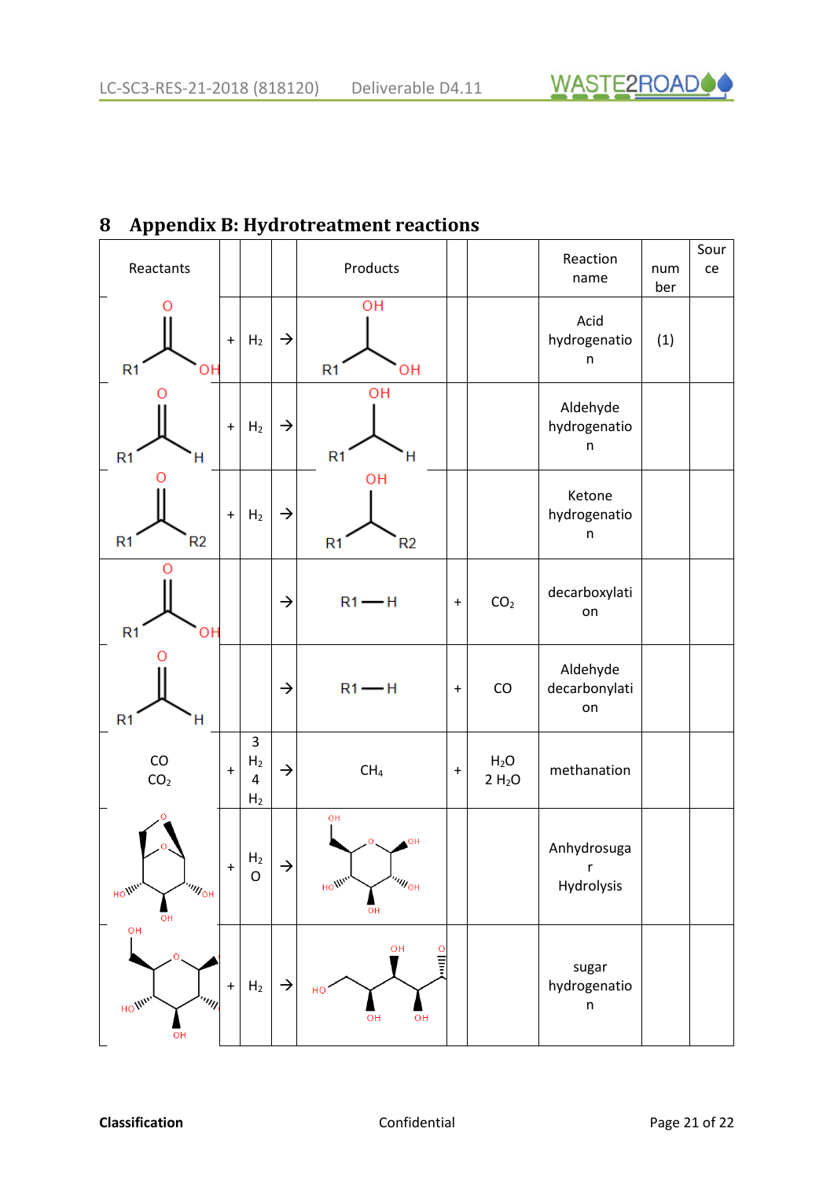# 8 Appendix B: Hydrotreatment reactions

| Reactants | | | | Products | | | Reaction name | number | Source |
|---|---|---|---|---|---|---|---|---|---|
| R1–C(=O)–OH | + | $H_2$ | → | R1–CH(OH)–OH | | | Acid hydrogenation | (1) | |
| R1–C(=O)–H | + | $H_2$ | → | R1–CH(OH)–H | | | Aldehyde hydrogenation | | |
| R1–C(=O)–R2 | + | $H_2$ | → | R1–CH(OH)–R2 | | | Ketone hydrogenation | | |
| R1–C(=O)–OH | | | → | R1—H | + | $CO_2$ | decarboxylation | | |
| R1–C(=O)–H | | | → | R1—H | + | CO | Aldehyde decarbonylation | | |
| CO<br>$CO_2$ | + | 3 $H_2$<br>4 $H_2$ | → | $CH_4$ | + | $H_2O$<br>2 $H_2O$ | methanation | | |
| (anhydrosugar structure) | + | $H_2O$ | → | (sugar structure) | | | Anhydrosugar Hydrolysis | | |
| (sugar structure) | + | $H_2$ | → | (sugar alcohol structure) | | | sugar hydrogenation | | |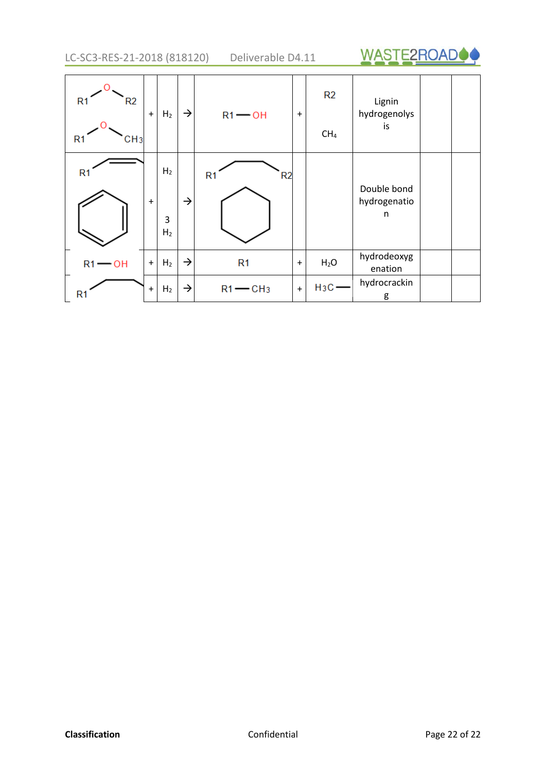| | | | | | | | | | |
|---|---|---|---|---|---|---|---|---|---|
| R1–O–R2<br>R1–O–$CH_3$ | + | $H_2$ | → | R1—OH | + | R2<br>$CH_4$ | Lignin hydrogenolysis | | |
| R1–CH=CH–R2<br>benzene | + | $H_2$<br>3 $H_2$ | → | R1–CH2–CH2–R2<br>cyclohexane | | | Double bond hydrogenation | | |
| R1—OH | + | $H_2$ | → | R1 | + | $H_2O$ | hydrodeoxygenation | | |
| R1–CH2–CH3 | + | $H_2$ | → | R1—$CH_3$ | + | $H_3C$— | hydrocracking | | |